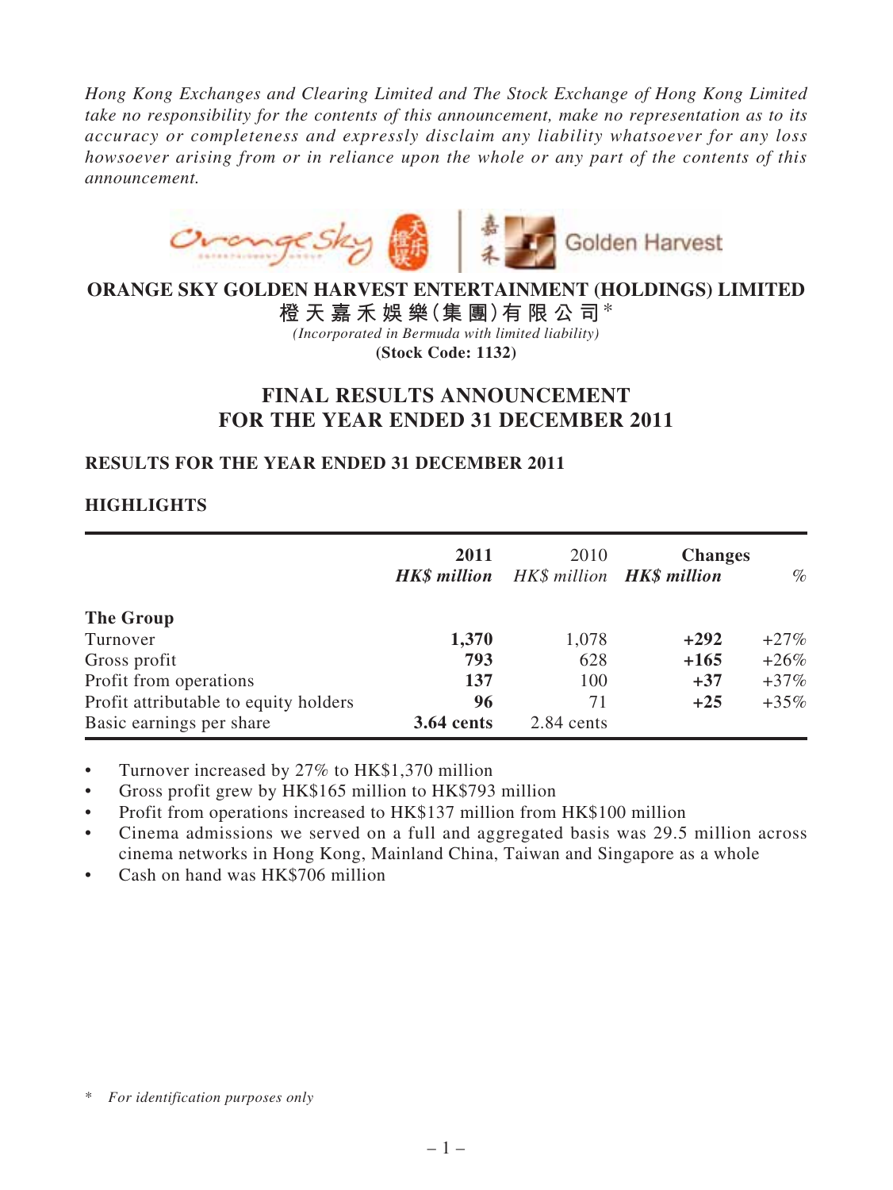*Hong Kong Exchanges and Clearing Limited and The Stock Exchange of Hong Kong Limited take no responsibility for the contents of this announcement, make no representation as to its accuracy or completeness and expressly disclaim any liability whatsoever for any loss howsoever arising from or in reliance upon the whole or any part of the contents of this announcement.*

# ORANGE SKY GOLDEN HARVEST ENTERTAINMENT (HOLDINGS) LIMITED

**橙天嘉禾娛樂(集團)有限公司***

*(Incorporated in Bermuda with limited liability)*

**(Stock Code: 1132)**

## FINAL RESULTS ANNOUNCEMENT FOR THE YEAR ENDED 31 DECEMBER 2011

### RESULTS FOR THE YEAR ENDED 31 DECEMBER 2011

### HIGHLIGHTS

| | 2011 HK$ million | 2010 HK$ million | Changes HK$ million | % |
|---|---|---|---|---|
| **The Group** | | | | |
| Turnover | **1,370** | 1,078 | **+292** | +27% |
| Gross profit | **793** | 628 | **+165** | +26% |
| Profit from operations | **137** | 100 | **+37** | +37% |
| Profit attributable to equity holders | **96** | 71 | **+25** | +35% |
| Basic earnings per share | **3.64 cents** | 2.84 cents | | |

- Turnover increased by 27% to HK$1,370 million
- Gross profit grew by HK$165 million to HK$793 million
- Profit from operations increased to HK$137 million from HK$100 million
- Cinema admissions we served on a full and aggregated basis was 29.5 million across cinema networks in Hong Kong, Mainland China, Taiwan and Singapore as a whole
- Cash on hand was HK$706 million

\* *For identification purposes only*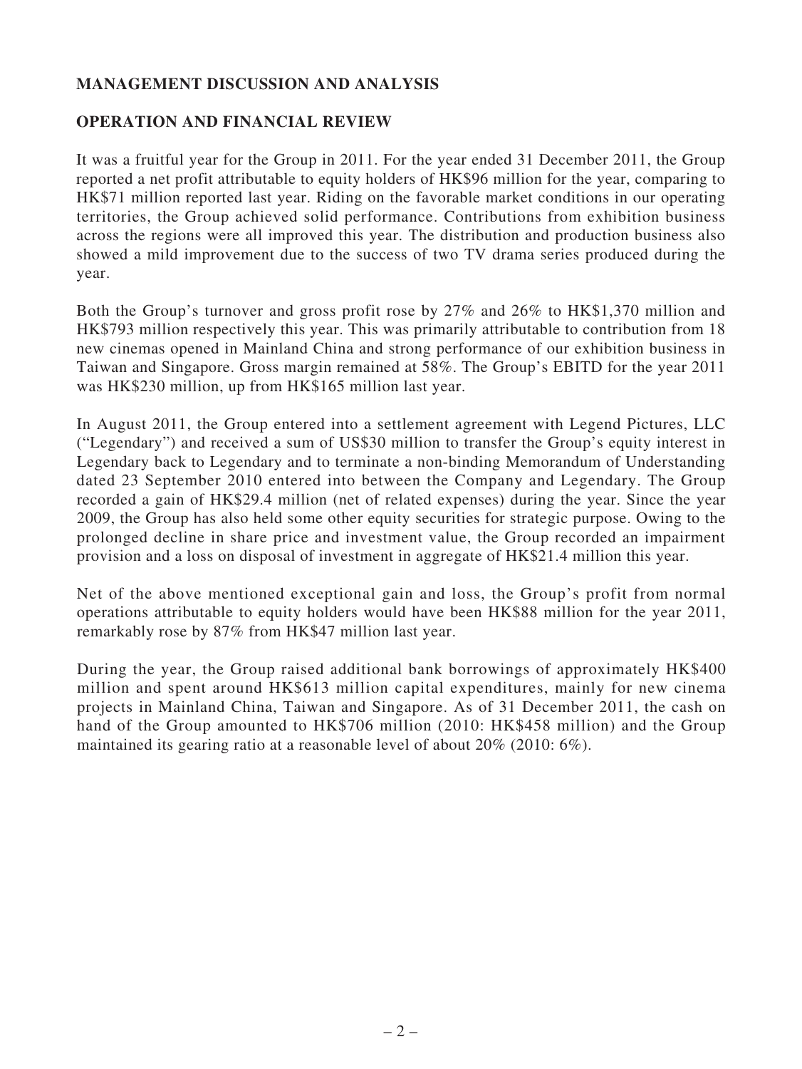## MANAGEMENT DISCUSSION AND ANALYSIS

## OPERATION AND FINANCIAL REVIEW

It was a fruitful year for the Group in 2011. For the year ended 31 December 2011, the Group reported a net profit attributable to equity holders of HK$96 million for the year, comparing to HK$71 million reported last year. Riding on the favorable market conditions in our operating territories, the Group achieved solid performance. Contributions from exhibition business across the regions were all improved this year. The distribution and production business also showed a mild improvement due to the success of two TV drama series produced during the year.

Both the Group's turnover and gross profit rose by 27% and 26% to HK$1,370 million and HK$793 million respectively this year. This was primarily attributable to contribution from 18 new cinemas opened in Mainland China and strong performance of our exhibition business in Taiwan and Singapore. Gross margin remained at 58%. The Group's EBITD for the year 2011 was HK$230 million, up from HK$165 million last year.

In August 2011, the Group entered into a settlement agreement with Legend Pictures, LLC ("Legendary") and received a sum of US$30 million to transfer the Group's equity interest in Legendary back to Legendary and to terminate a non-binding Memorandum of Understanding dated 23 September 2010 entered into between the Company and Legendary. The Group recorded a gain of HK$29.4 million (net of related expenses) during the year. Since the year 2009, the Group has also held some other equity securities for strategic purpose. Owing to the prolonged decline in share price and investment value, the Group recorded an impairment provision and a loss on disposal of investment in aggregate of HK$21.4 million this year.

Net of the above mentioned exceptional gain and loss, the Group's profit from normal operations attributable to equity holders would have been HK$88 million for the year 2011, remarkably rose by 87% from HK$47 million last year.

During the year, the Group raised additional bank borrowings of approximately HK$400 million and spent around HK$613 million capital expenditures, mainly for new cinema projects in Mainland China, Taiwan and Singapore. As of 31 December 2011, the cash on hand of the Group amounted to HK$706 million (2010: HK$458 million) and the Group maintained its gearing ratio at a reasonable level of about 20% (2010: 6%).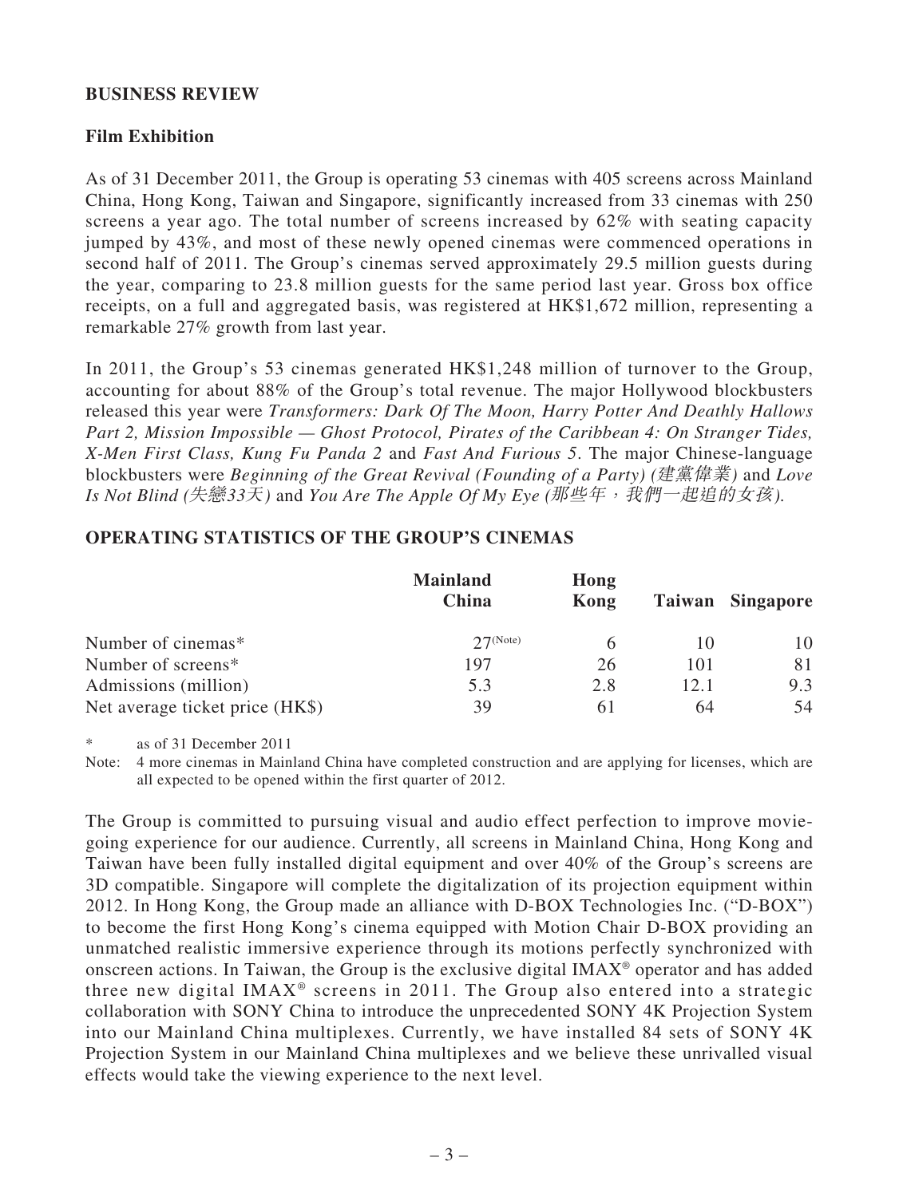## BUSINESS REVIEW

### Film Exhibition

As of 31 December 2011, the Group is operating 53 cinemas with 405 screens across Mainland China, Hong Kong, Taiwan and Singapore, significantly increased from 33 cinemas with 250 screens a year ago. The total number of screens increased by 62% with seating capacity jumped by 43%, and most of these newly opened cinemas were commenced operations in second half of 2011. The Group's cinemas served approximately 29.5 million guests during the year, comparing to 23.8 million guests for the same period last year. Gross box office receipts, on a full and aggregated basis, was registered at HK$1,672 million, representing a remarkable 27% growth from last year.

In 2011, the Group's 53 cinemas generated HK$1,248 million of turnover to the Group, accounting for about 88% of the Group's total revenue. The major Hollywood blockbusters released this year were *Transformers: Dark Of The Moon, Harry Potter And Deathly Hallows Part 2, Mission Impossible — Ghost Protocol, Pirates of the Caribbean 4: On Stranger Tides, X-Men First Class, Kung Fu Panda 2* and *Fast And Furious 5*. The major Chinese-language blockbusters were *Beginning of the Great Revival (Founding of a Party) (建黨偉業)* and *Love Is Not Blind (失戀33天)* and *You Are The Apple Of My Eye (那些年，我們一起追的女孩)*.

## OPERATING STATISTICS OF THE GROUP'S CINEMAS

| | Mainland China | Hong Kong | Taiwan | Singapore |
|---|---|---|---|---|
| Number of cinemas* | 27 (Note) | 6 | 10 | 10 |
| Number of screens* | 197 | 26 | 101 | 81 |
| Admissions (million) | 5.3 | 2.8 | 12.1 | 9.3 |
| Net average ticket price (HK$) | 39 | 61 | 64 | 54 |

\* as of 31 December 2011

Note: 4 more cinemas in Mainland China have completed construction and are applying for licenses, which are all expected to be opened within the first quarter of 2012.

The Group is committed to pursuing visual and audio effect perfection to improve movie-going experience for our audience. Currently, all screens in Mainland China, Hong Kong and Taiwan have been fully installed digital equipment and over 40% of the Group's screens are 3D compatible. Singapore will complete the digitalization of its projection equipment within 2012. In Hong Kong, the Group made an alliance with D-BOX Technologies Inc. ("D-BOX") to become the first Hong Kong's cinema equipped with Motion Chair D-BOX providing an unmatched realistic immersive experience through its motions perfectly synchronized with onscreen actions. In Taiwan, the Group is the exclusive digital IMAX® operator and has added three new digital IMAX® screens in 2011. The Group also entered into a strategic collaboration with SONY China to introduce the unprecedented SONY 4K Projection System into our Mainland China multiplexes. Currently, we have installed 84 sets of SONY 4K Projection System in our Mainland China multiplexes and we believe these unrivalled visual effects would take the viewing experience to the next level.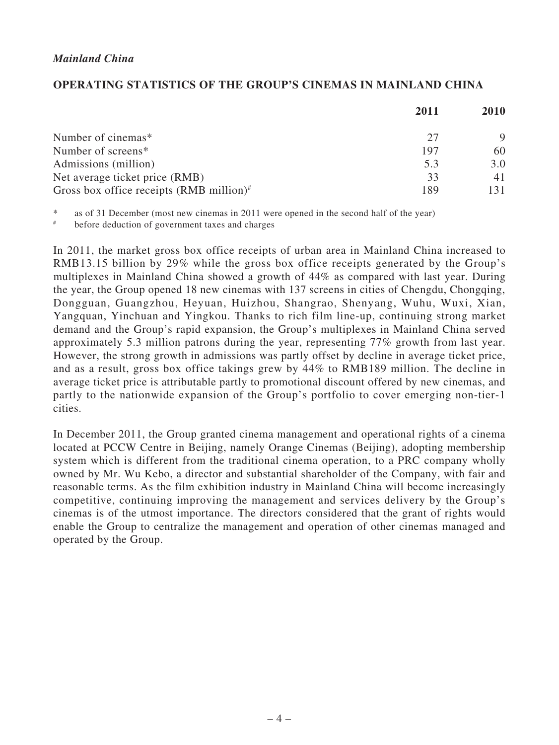*Mainland China*

**OPERATING STATISTICS OF THE GROUP'S CINEMAS IN MAINLAND CHINA**

| | 2011 | 2010 |
|---|---|---|
| Number of cinemas* | 27 | 9 |
| Number of screens* | 197 | 60 |
| Admissions (million) | 5.3 | 3.0 |
| Net average ticket price (RMB) | 33 | 41 |
| Gross box office receipts (RMB million)# | 189 | 131 |

\* as of 31 December (most new cinemas in 2011 were opened in the second half of the year)

\# before deduction of government taxes and charges

In 2011, the market gross box office receipts of urban area in Mainland China increased to RMB13.15 billion by 29% while the gross box office receipts generated by the Group's multiplexes in Mainland China showed a growth of 44% as compared with last year. During the year, the Group opened 18 new cinemas with 137 screens in cities of Chengdu, Chongqing, Dongguan, Guangzhou, Heyuan, Huizhou, Shangrao, Shenyang, Wuhu, Wuxi, Xian, Yangquan, Yinchuan and Yingkou. Thanks to rich film line-up, continuing strong market demand and the Group's rapid expansion, the Group's multiplexes in Mainland China served approximately 5.3 million patrons during the year, representing 77% growth from last year. However, the strong growth in admissions was partly offset by decline in average ticket price, and as a result, gross box office takings grew by 44% to RMB189 million. The decline in average ticket price is attributable partly to promotional discount offered by new cinemas, and partly to the nationwide expansion of the Group's portfolio to cover emerging non-tier-1 cities.

In December 2011, the Group granted cinema management and operational rights of a cinema located at PCCW Centre in Beijing, namely Orange Cinemas (Beijing), adopting membership system which is different from the traditional cinema operation, to a PRC company wholly owned by Mr. Wu Kebo, a director and substantial shareholder of the Company, with fair and reasonable terms. As the film exhibition industry in Mainland China will become increasingly competitive, continuing improving the management and services delivery by the Group's cinemas is of the utmost importance. The directors considered that the grant of rights would enable the Group to centralize the management and operation of other cinemas managed and operated by the Group.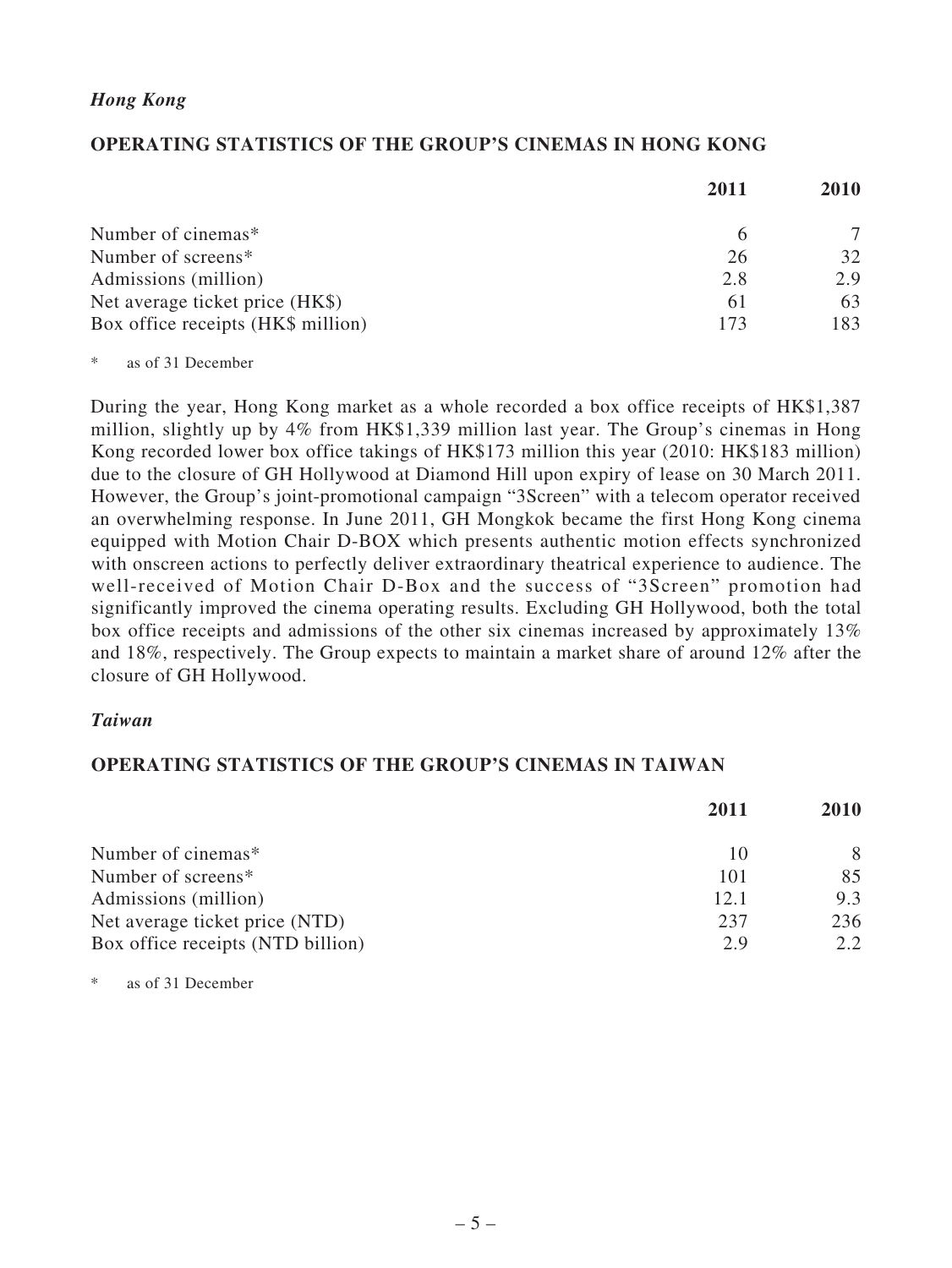*Hong Kong*

**OPERATING STATISTICS OF THE GROUP'S CINEMAS IN HONG KONG**

| | 2011 | 2010 |
|---|---|---|
| Number of cinemas* | 6 | 7 |
| Number of screens* | 26 | 32 |
| Admissions (million) | 2.8 | 2.9 |
| Net average ticket price (HK$) | 61 | 63 |
| Box office receipts (HK$ million) | 173 | 183 |

\* as of 31 December

During the year, Hong Kong market as a whole recorded a box office receipts of HK$1,387 million, slightly up by 4% from HK$1,339 million last year. The Group's cinemas in Hong Kong recorded lower box office takings of HK$173 million this year (2010: HK$183 million) due to the closure of GH Hollywood at Diamond Hill upon expiry of lease on 30 March 2011. However, the Group's joint-promotional campaign "3Screen" with a telecom operator received an overwhelming response. In June 2011, GH Mongkok became the first Hong Kong cinema equipped with Motion Chair D-BOX which presents authentic motion effects synchronized with onscreen actions to perfectly deliver extraordinary theatrical experience to audience. The well-received of Motion Chair D-Box and the success of "3Screen" promotion had significantly improved the cinema operating results. Excluding GH Hollywood, both the total box office receipts and admissions of the other six cinemas increased by approximately 13% and 18%, respectively. The Group expects to maintain a market share of around 12% after the closure of GH Hollywood.

*Taiwan*

**OPERATING STATISTICS OF THE GROUP'S CINEMAS IN TAIWAN**

| | 2011 | 2010 |
|---|---|---|
| Number of cinemas* | 10 | 8 |
| Number of screens* | 101 | 85 |
| Admissions (million) | 12.1 | 9.3 |
| Net average ticket price (NTD) | 237 | 236 |
| Box office receipts (NTD billion) | 2.9 | 2.2 |

\* as of 31 December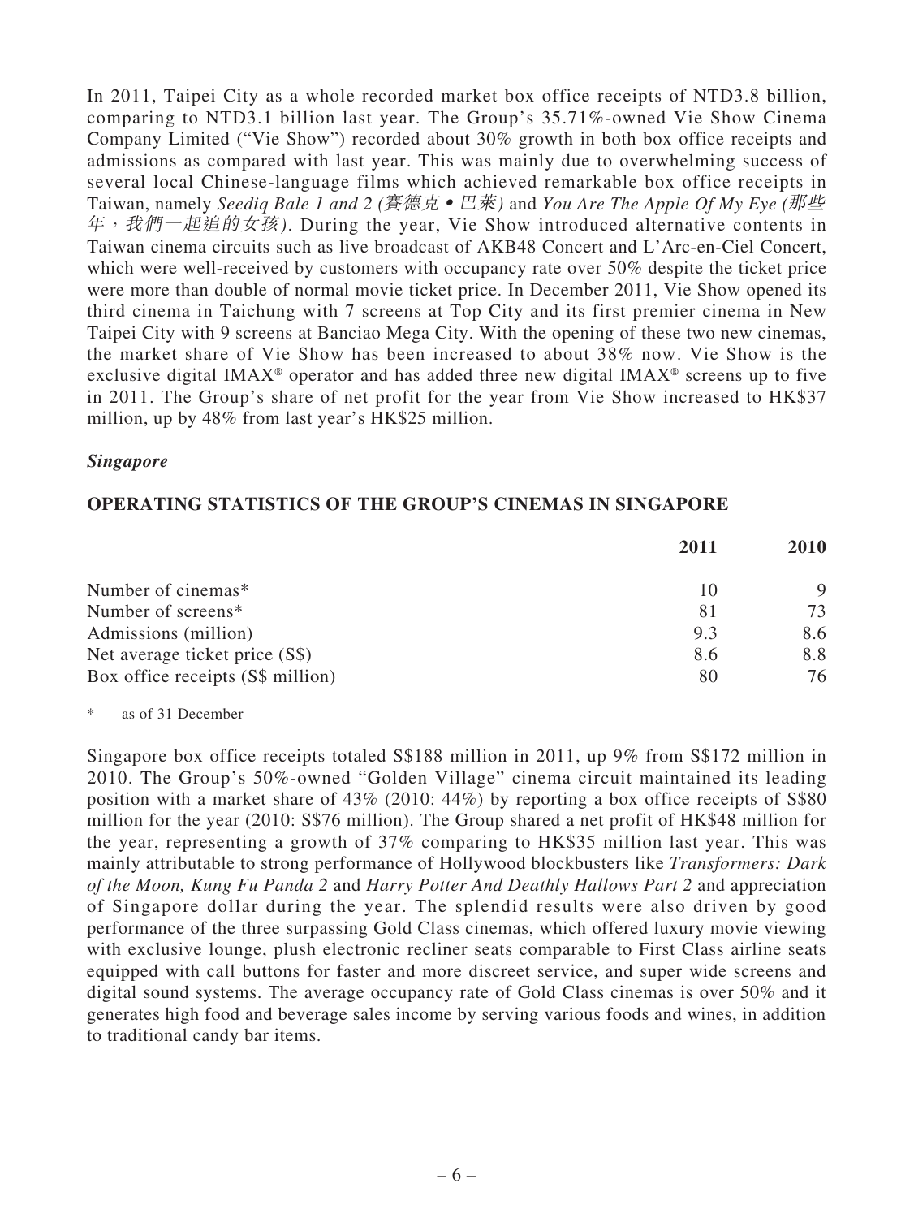In 2011, Taipei City as a whole recorded market box office receipts of NTD3.8 billion, comparing to NTD3.1 billion last year. The Group's 35.71%-owned Vie Show Cinema Company Limited ("Vie Show") recorded about 30% growth in both box office receipts and admissions as compared with last year. This was mainly due to overwhelming success of several local Chinese-language films which achieved remarkable box office receipts in Taiwan, namely *Seediq Bale 1 and 2 (賽德克•巴萊)* and *You Are The Apple Of My Eye (那些年，我們一起追的女孩)*. During the year, Vie Show introduced alternative contents in Taiwan cinema circuits such as live broadcast of AKB48 Concert and L'Arc-en-Ciel Concert, which were well-received by customers with occupancy rate over 50% despite the ticket price were more than double of normal movie ticket price. In December 2011, Vie Show opened its third cinema in Taichung with 7 screens at Top City and its first premier cinema in New Taipei City with 9 screens at Banciao Mega City. With the opening of these two new cinemas, the market share of Vie Show has been increased to about 38% now. Vie Show is the exclusive digital IMAX® operator and has added three new digital IMAX® screens up to five in 2011. The Group's share of net profit for the year from Vie Show increased to HK$37 million, up by 48% from last year's HK$25 million.

***Singapore***

**OPERATING STATISTICS OF THE GROUP'S CINEMAS IN SINGAPORE**

| | **2011** | **2010** |
|---|---|---|
| Number of cinemas* | 10 | 9 |
| Number of screens* | 81 | 73 |
| Admissions (million) | 9.3 | 8.6 |
| Net average ticket price (S$) | 8.6 | 8.8 |
| Box office receipts (S$ million) | 80 | 76 |

\* as of 31 December

Singapore box office receipts totaled S$188 million in 2011, up 9% from S$172 million in 2010. The Group's 50%-owned "Golden Village" cinema circuit maintained its leading position with a market share of 43% (2010: 44%) by reporting a box office receipts of S$80 million for the year (2010: S$76 million). The Group shared a net profit of HK$48 million for the year, representing a growth of 37% comparing to HK$35 million last year. This was mainly attributable to strong performance of Hollywood blockbusters like *Transformers: Dark of the Moon, Kung Fu Panda 2* and *Harry Potter And Deathly Hallows Part 2* and appreciation of Singapore dollar during the year. The splendid results were also driven by good performance of the three surpassing Gold Class cinemas, which offered luxury movie viewing with exclusive lounge, plush electronic recliner seats comparable to First Class airline seats equipped with call buttons for faster and more discreet service, and super wide screens and digital sound systems. The average occupancy rate of Gold Class cinemas is over 50% and it generates high food and beverage sales income by serving various foods and wines, in addition to traditional candy bar items.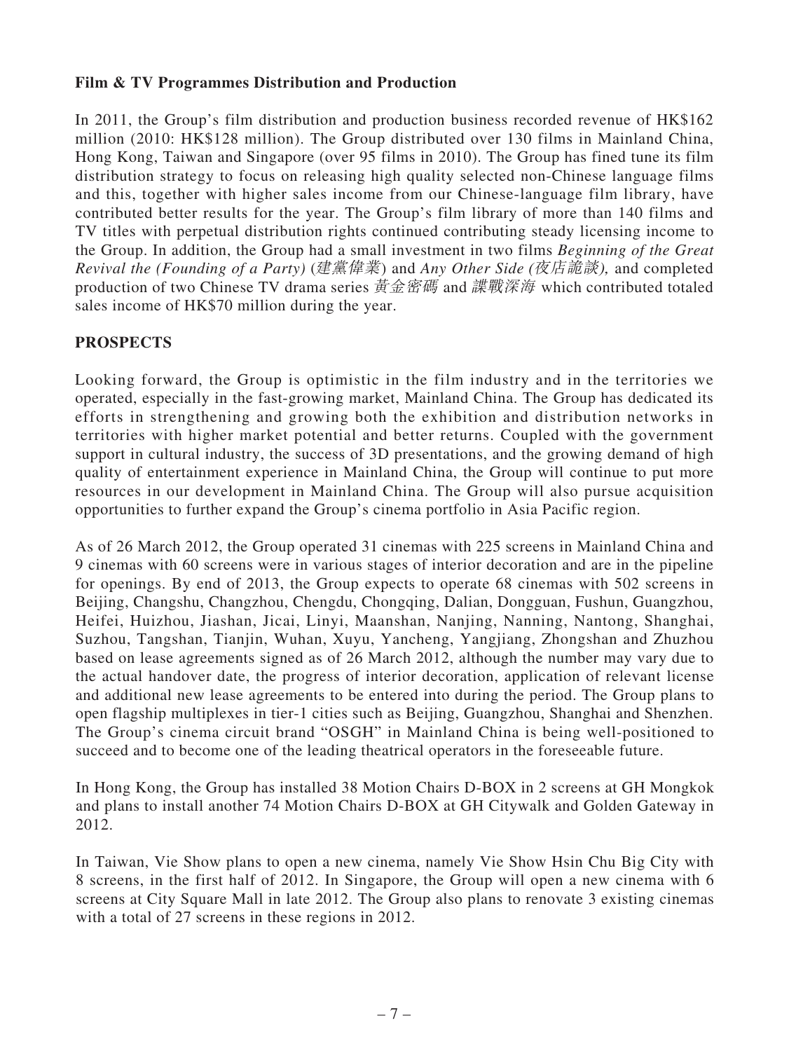**Film & TV Programmes Distribution and Production**

In 2011, the Group's film distribution and production business recorded revenue of HK$162 million (2010: HK$128 million). The Group distributed over 130 films in Mainland China, Hong Kong, Taiwan and Singapore (over 95 films in 2010). The Group has fined tune its film distribution strategy to focus on releasing high quality selected non-Chinese language films and this, together with higher sales income from our Chinese-language film library, have contributed better results for the year. The Group's film library of more than 140 films and TV titles with perpetual distribution rights continued contributing steady licensing income to the Group. In addition, the Group had a small investment in two films *Beginning of the Great Revival the (Founding of a Party)* (*建黨偉業*) and *Any Other Side (夜店詭談)*, and completed production of two Chinese TV drama series *黃金密碼* and *諜戰深海* which contributed totaled sales income of HK$70 million during the year.

## PROSPECTS

Looking forward, the Group is optimistic in the film industry and in the territories we operated, especially in the fast-growing market, Mainland China. The Group has dedicated its efforts in strengthening and growing both the exhibition and distribution networks in territories with higher market potential and better returns. Coupled with the government support in cultural industry, the success of 3D presentations, and the growing demand of high quality of entertainment experience in Mainland China, the Group will continue to put more resources in our development in Mainland China. The Group will also pursue acquisition opportunities to further expand the Group's cinema portfolio in Asia Pacific region.

As of 26 March 2012, the Group operated 31 cinemas with 225 screens in Mainland China and 9 cinemas with 60 screens were in various stages of interior decoration and are in the pipeline for openings. By end of 2013, the Group expects to operate 68 cinemas with 502 screens in Beijing, Changshu, Changzhou, Chengdu, Chongqing, Dalian, Dongguan, Fushun, Guangzhou, Heifei, Huizhou, Jiashan, Jicai, Linyi, Maanshan, Nanjing, Nanning, Nantong, Shanghai, Suzhou, Tangshan, Tianjin, Wuhan, Xuyu, Yancheng, Yangjiang, Zhongshan and Zhuzhou based on lease agreements signed as of 26 March 2012, although the number may vary due to the actual handover date, the progress of interior decoration, application of relevant license and additional new lease agreements to be entered into during the period. The Group plans to open flagship multiplexes in tier-1 cities such as Beijing, Guangzhou, Shanghai and Shenzhen. The Group's cinema circuit brand "OSGH" in Mainland China is being well-positioned to succeed and to become one of the leading theatrical operators in the foreseeable future.

In Hong Kong, the Group has installed 38 Motion Chairs D-BOX in 2 screens at GH Mongkok and plans to install another 74 Motion Chairs D-BOX at GH Citywalk and Golden Gateway in 2012.

In Taiwan, Vie Show plans to open a new cinema, namely Vie Show Hsin Chu Big City with 8 screens, in the first half of 2012. In Singapore, the Group will open a new cinema with 6 screens at City Square Mall in late 2012. The Group also plans to renovate 3 existing cinemas with a total of 27 screens in these regions in 2012.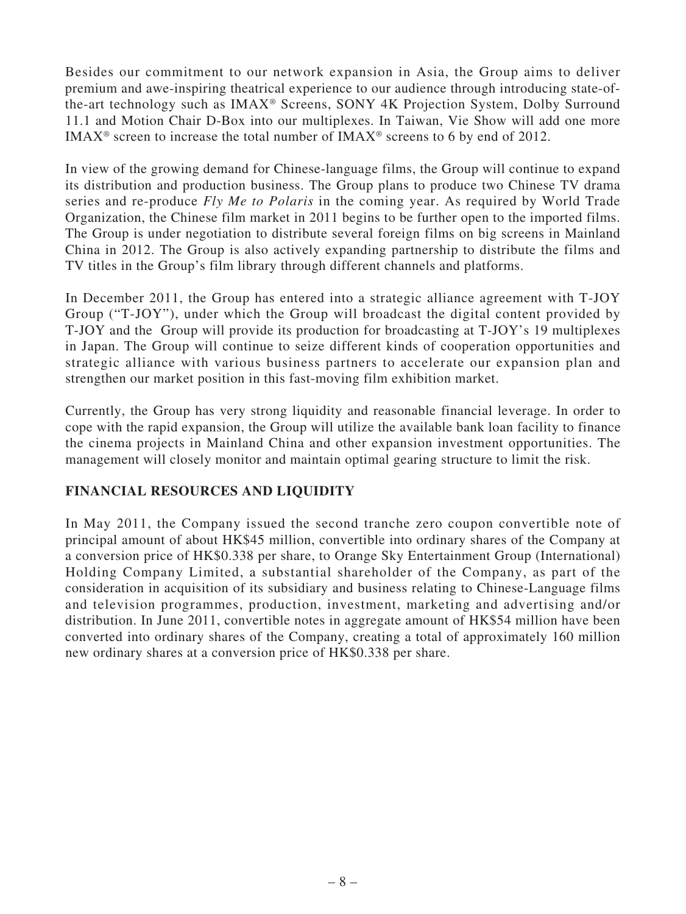Besides our commitment to our network expansion in Asia, the Group aims to deliver premium and awe-inspiring theatrical experience to our audience through introducing state-of-the-art technology such as IMAX® Screens, SONY 4K Projection System, Dolby Surround 11.1 and Motion Chair D-Box into our multiplexes. In Taiwan, Vie Show will add one more IMAX® screen to increase the total number of IMAX® screens to 6 by end of 2012.

In view of the growing demand for Chinese-language films, the Group will continue to expand its distribution and production business. The Group plans to produce two Chinese TV drama series and re-produce *Fly Me to Polaris* in the coming year. As required by World Trade Organization, the Chinese film market in 2011 begins to be further open to the imported films. The Group is under negotiation to distribute several foreign films on big screens in Mainland China in 2012. The Group is also actively expanding partnership to distribute the films and TV titles in the Group's film library through different channels and platforms.

In December 2011, the Group has entered into a strategic alliance agreement with T-JOY Group ("T-JOY"), under which the Group will broadcast the digital content provided by T-JOY and the Group will provide its production for broadcasting at T-JOY's 19 multiplexes in Japan. The Group will continue to seize different kinds of cooperation opportunities and strategic alliance with various business partners to accelerate our expansion plan and strengthen our market position in this fast-moving film exhibition market.

Currently, the Group has very strong liquidity and reasonable financial leverage. In order to cope with the rapid expansion, the Group will utilize the available bank loan facility to finance the cinema projects in Mainland China and other expansion investment opportunities. The management will closely monitor and maintain optimal gearing structure to limit the risk.

## FINANCIAL RESOURCES AND LIQUIDITY

In May 2011, the Company issued the second tranche zero coupon convertible note of principal amount of about HK$45 million, convertible into ordinary shares of the Company at a conversion price of HK$0.338 per share, to Orange Sky Entertainment Group (International) Holding Company Limited, a substantial shareholder of the Company, as part of the consideration in acquisition of its subsidiary and business relating to Chinese-Language films and television programmes, production, investment, marketing and advertising and/or distribution. In June 2011, convertible notes in aggregate amount of HK$54 million have been converted into ordinary shares of the Company, creating a total of approximately 160 million new ordinary shares at a conversion price of HK$0.338 per share.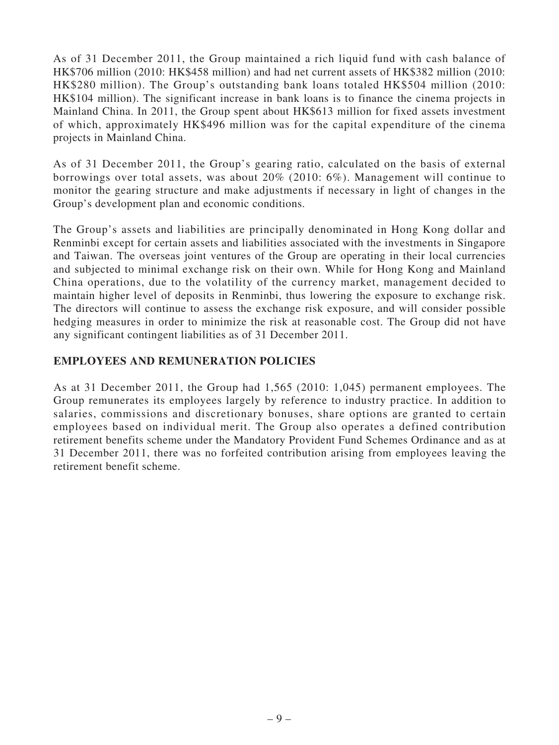As of 31 December 2011, the Group maintained a rich liquid fund with cash balance of HK$706 million (2010: HK$458 million) and had net current assets of HK$382 million (2010: HK$280 million). The Group's outstanding bank loans totaled HK$504 million (2010: HK$104 million). The significant increase in bank loans is to finance the cinema projects in Mainland China. In 2011, the Group spent about HK$613 million for fixed assets investment of which, approximately HK$496 million was for the capital expenditure of the cinema projects in Mainland China.

As of 31 December 2011, the Group's gearing ratio, calculated on the basis of external borrowings over total assets, was about 20% (2010: 6%). Management will continue to monitor the gearing structure and make adjustments if necessary in light of changes in the Group's development plan and economic conditions.

The Group's assets and liabilities are principally denominated in Hong Kong dollar and Renminbi except for certain assets and liabilities associated with the investments in Singapore and Taiwan. The overseas joint ventures of the Group are operating in their local currencies and subjected to minimal exchange risk on their own. While for Hong Kong and Mainland China operations, due to the volatility of the currency market, management decided to maintain higher level of deposits in Renminbi, thus lowering the exposure to exchange risk. The directors will continue to assess the exchange risk exposure, and will consider possible hedging measures in order to minimize the risk at reasonable cost. The Group did not have any significant contingent liabilities as of 31 December 2011.

## EMPLOYEES AND REMUNERATION POLICIES

As at 31 December 2011, the Group had 1,565 (2010: 1,045) permanent employees. The Group remunerates its employees largely by reference to industry practice. In addition to salaries, commissions and discretionary bonuses, share options are granted to certain employees based on individual merit. The Group also operates a defined contribution retirement benefits scheme under the Mandatory Provident Fund Schemes Ordinance and as at 31 December 2011, there was no forfeited contribution arising from employees leaving the retirement benefit scheme.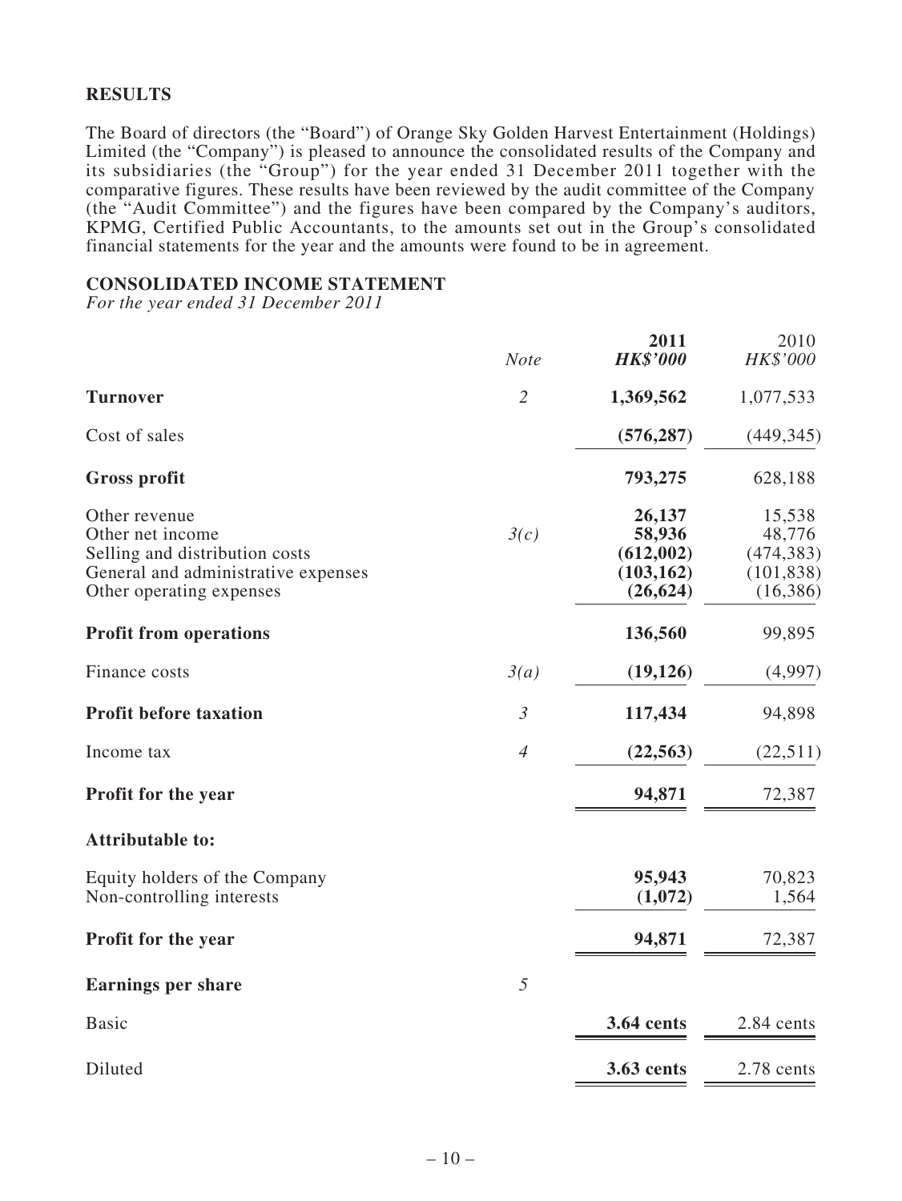## RESULTS

The Board of directors (the "Board") of Orange Sky Golden Harvest Entertainment (Holdings) Limited (the "Company") is pleased to announce the consolidated results of the Company and its subsidiaries (the "Group") for the year ended 31 December 2011 together with the comparative figures. These results have been reviewed by the audit committee of the Company (the "Audit Committee") and the figures have been compared by the Company's auditors, KPMG, Certified Public Accountants, to the amounts set out in the Group's consolidated financial statements for the year and the amounts were found to be in agreement.

## CONSOLIDATED INCOME STATEMENT

*For the year ended 31 December 2011*

| | *Note* | **2011** ***HK$'000*** | 2010 *HK$'000* |
|---|---|---|---|
| **Turnover** | *2* | **1,369,562** | 1,077,533 |
| Cost of sales | | **(576,287)** | (449,345) |
| **Gross profit** | | **793,275** | 628,188 |
| Other revenue | | **26,137** | 15,538 |
| Other net income | *3(c)* | **58,936** | 48,776 |
| Selling and distribution costs | | **(612,002)** | (474,383) |
| General and administrative expenses | | **(103,162)** | (101,838) |
| Other operating expenses | | **(26,624)** | (16,386) |
| **Profit from operations** | | **136,560** | 99,895 |
| Finance costs | *3(a)* | **(19,126)** | (4,997) |
| **Profit before taxation** | *3* | **117,434** | 94,898 |
| Income tax | *4* | **(22,563)** | (22,511) |
| **Profit for the year** | | **94,871** | 72,387 |
| **Attributable to:** | | | |
| Equity holders of the Company | | **95,943** | 70,823 |
| Non-controlling interests | | **(1,072)** | 1,564 |
| **Profit for the year** | | **94,871** | 72,387 |
| **Earnings per share** | *5* | | |
| Basic | | **3.64 cents** | 2.84 cents |
| Diluted | | **3.63 cents** | 2.78 cents |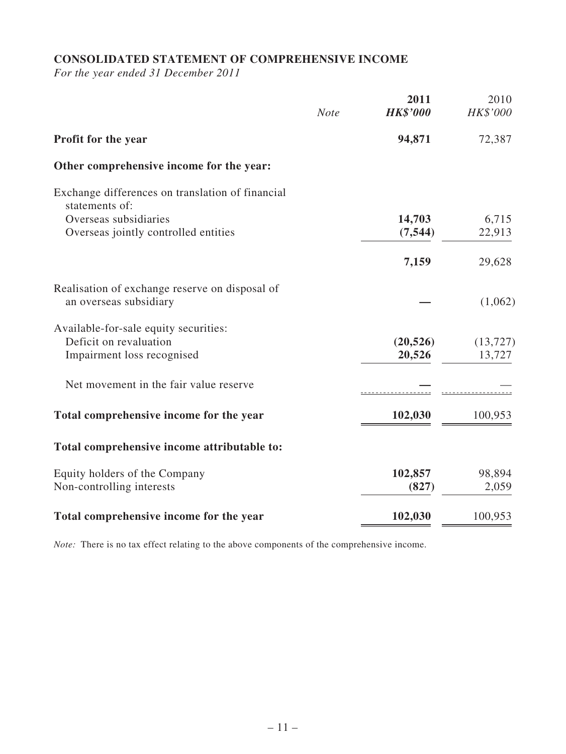## CONSOLIDATED STATEMENT OF COMPREHENSIVE INCOME

*For the year ended 31 December 2011*

| | *Note* | **2011** | 2010 |
|---|---|---|---|
| | | ***HK$'000*** | *HK$'000* |
| **Profit for the year** | | **94,871** | 72,387 |
| **Other comprehensive income for the year:** | | | |
| Exchange differences on translation of financial statements of: | | | |
| Overseas subsidiaries | | **14,703** | 6,715 |
| Overseas jointly controlled entities | | **(7,544)** | 22,913 |
| | | **7,159** | 29,628 |
| Realisation of exchange reserve on disposal of an overseas subsidiary | | **—** | (1,062) |
| Available-for-sale equity securities: | | | |
| Deficit on revaluation | | **(20,526)** | (13,727) |
| Impairment loss recognised | | **20,526** | 13,727 |
| Net movement in the fair value reserve | | **—** | — |
| **Total comprehensive income for the year** | | **102,030** | 100,953 |
| **Total comprehensive income attributable to:** | | | |
| Equity holders of the Company | | **102,857** | 98,894 |
| Non-controlling interests | | **(827)** | 2,059 |
| **Total comprehensive income for the year** | | **102,030** | 100,953 |

*Note:* There is no tax effect relating to the above components of the comprehensive income.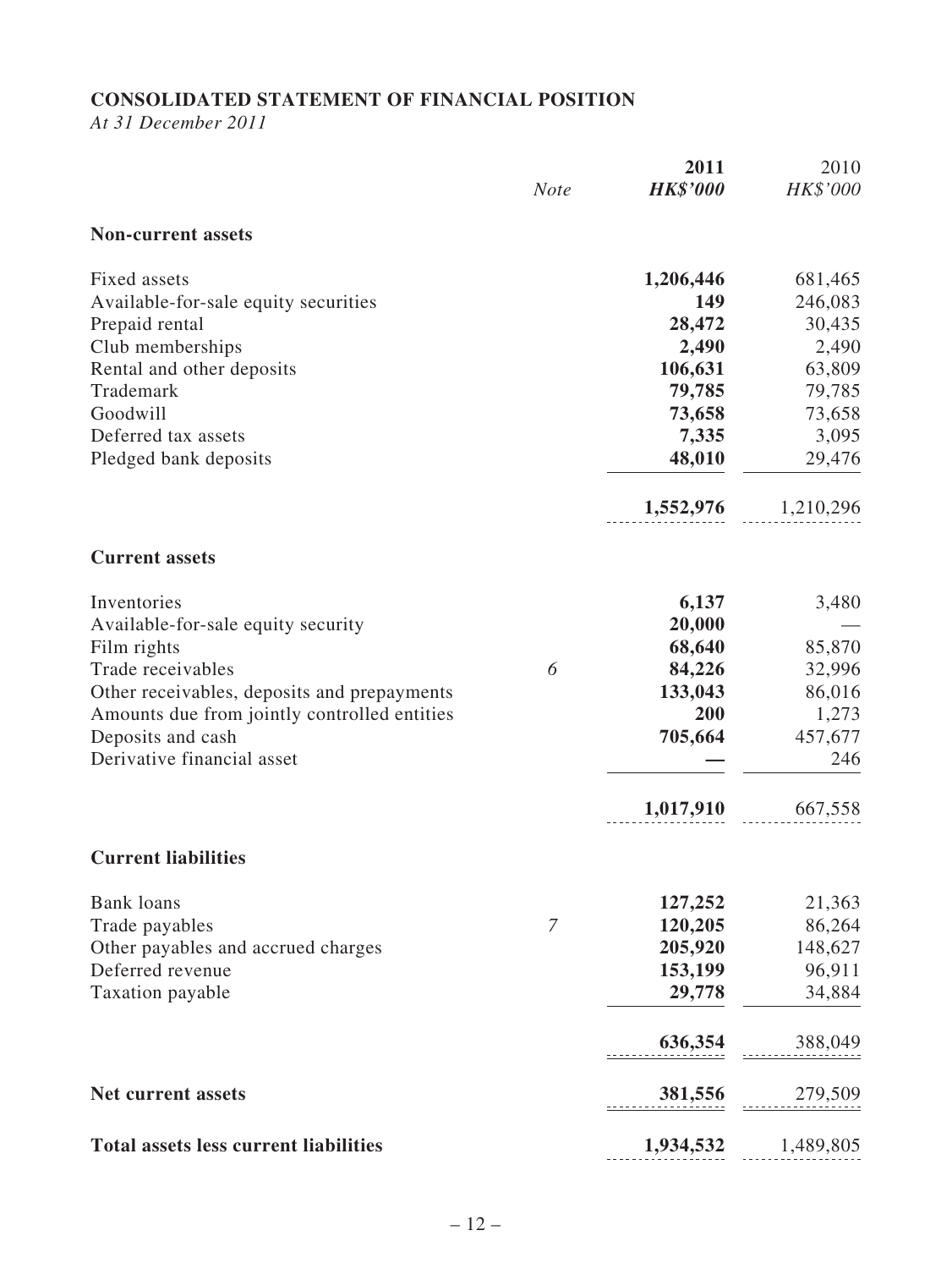## CONSOLIDATED STATEMENT OF FINANCIAL POSITION

*At 31 December 2011*

| | *Note* | **2011** **HK$'000** | 2010 HK$'000 |
|---|---|---|---|
| **Non-current assets** | | | |
| Fixed assets | | **1,206,446** | 681,465 |
| Available-for-sale equity securities | | **149** | 246,083 |
| Prepaid rental | | **28,472** | 30,435 |
| Club memberships | | **2,490** | 2,490 |
| Rental and other deposits | | **106,631** | 63,809 |
| Trademark | | **79,785** | 79,785 |
| Goodwill | | **73,658** | 73,658 |
| Deferred tax assets | | **7,335** | 3,095 |
| Pledged bank deposits | | **48,010** | 29,476 |
| | | **1,552,976** | 1,210,296 |
| **Current assets** | | | |
| Inventories | | **6,137** | 3,480 |
| Available-for-sale equity security | | **20,000** | — |
| Film rights | | **68,640** | 85,870 |
| Trade receivables | 6 | **84,226** | 32,996 |
| Other receivables, deposits and prepayments | | **133,043** | 86,016 |
| Amounts due from jointly controlled entities | | **200** | 1,273 |
| Deposits and cash | | **705,664** | 457,677 |
| Derivative financial asset | | **—** | 246 |
| | | **1,017,910** | 667,558 |
| **Current liabilities** | | | |
| Bank loans | | **127,252** | 21,363 |
| Trade payables | 7 | **120,205** | 86,264 |
| Other payables and accrued charges | | **205,920** | 148,627 |
| Deferred revenue | | **153,199** | 96,911 |
| Taxation payable | | **29,778** | 34,884 |
| | | **636,354** | 388,049 |
| **Net current assets** | | **381,556** | 279,509 |
| **Total assets less current liabilities** | | **1,934,532** | 1,489,805 |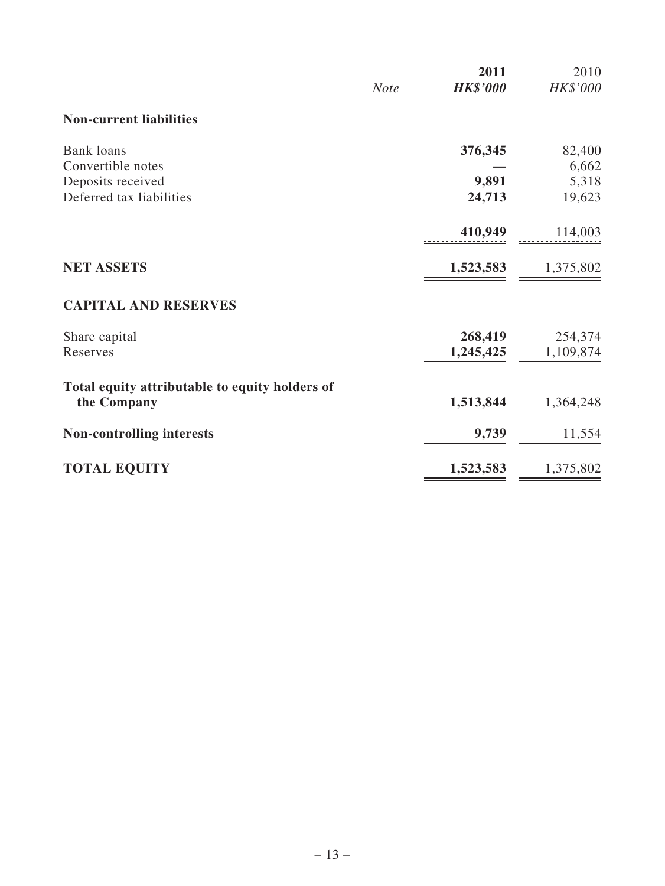| | *Note* | **2011** ***HK$'000*** | 2010 *HK$'000* |
|---|---|---|---|
| **Non-current liabilities** | | | |
| Bank loans | | **376,345** | 82,400 |
| Convertible notes | | **—** | 6,662 |
| Deposits received | | **9,891** | 5,318 |
| Deferred tax liabilities | | **24,713** | 19,623 |
| | | **410,949** | 114,003 |
| **NET ASSETS** | | **1,523,583** | 1,375,802 |
| **CAPITAL AND RESERVES** | | | |
| Share capital | | **268,419** | 254,374 |
| Reserves | | **1,245,425** | 1,109,874 |
| **Total equity attributable to equity holders of the Company** | | **1,513,844** | 1,364,248 |
| **Non-controlling interests** | | **9,739** | 11,554 |
| **TOTAL EQUITY** | | **1,523,583** | 1,375,802 |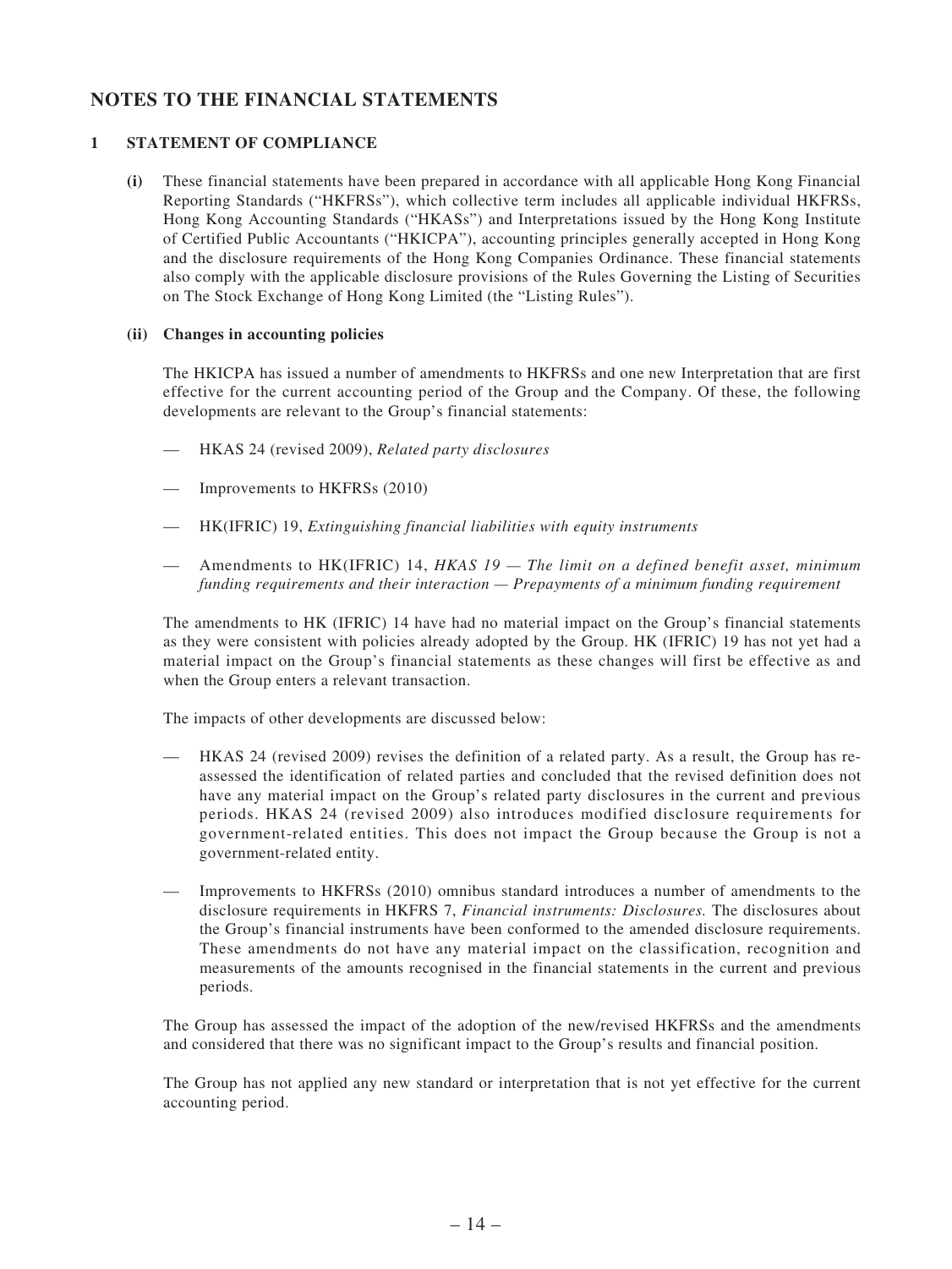# NOTES TO THE FINANCIAL STATEMENTS

## 1 STATEMENT OF COMPLIANCE

**(i)** These financial statements have been prepared in accordance with all applicable Hong Kong Financial Reporting Standards ("HKFRSs"), which collective term includes all applicable individual HKFRSs, Hong Kong Accounting Standards ("HKASs") and Interpretations issued by the Hong Kong Institute of Certified Public Accountants ("HKICPA"), accounting principles generally accepted in Hong Kong and the disclosure requirements of the Hong Kong Companies Ordinance. These financial statements also comply with the applicable disclosure provisions of the Rules Governing the Listing of Securities on The Stock Exchange of Hong Kong Limited (the "Listing Rules").

**(ii) Changes in accounting policies**

The HKICPA has issued a number of amendments to HKFRSs and one new Interpretation that are first effective for the current accounting period of the Group and the Company. Of these, the following developments are relevant to the Group's financial statements:

- HKAS 24 (revised 2009), *Related party disclosures*
- Improvements to HKFRSs (2010)
- HK(IFRIC) 19, *Extinguishing financial liabilities with equity instruments*
- Amendments to HK(IFRIC) 14, *HKAS 19 — The limit on a defined benefit asset, minimum funding requirements and their interaction — Prepayments of a minimum funding requirement*

The amendments to HK (IFRIC) 14 have had no material impact on the Group's financial statements as they were consistent with policies already adopted by the Group. HK (IFRIC) 19 has not yet had a material impact on the Group's financial statements as these changes will first be effective as and when the Group enters a relevant transaction.

The impacts of other developments are discussed below:

- HKAS 24 (revised 2009) revises the definition of a related party. As a result, the Group has re-assessed the identification of related parties and concluded that the revised definition does not have any material impact on the Group's related party disclosures in the current and previous periods. HKAS 24 (revised 2009) also introduces modified disclosure requirements for government-related entities. This does not impact the Group because the Group is not a government-related entity.
- Improvements to HKFRSs (2010) omnibus standard introduces a number of amendments to the disclosure requirements in HKFRS 7, *Financial instruments: Disclosures.* The disclosures about the Group's financial instruments have been conformed to the amended disclosure requirements. These amendments do not have any material impact on the classification, recognition and measurements of the amounts recognised in the financial statements in the current and previous periods.

The Group has assessed the impact of the adoption of the new/revised HKFRSs and the amendments and considered that there was no significant impact to the Group's results and financial position.

The Group has not applied any new standard or interpretation that is not yet effective for the current accounting period.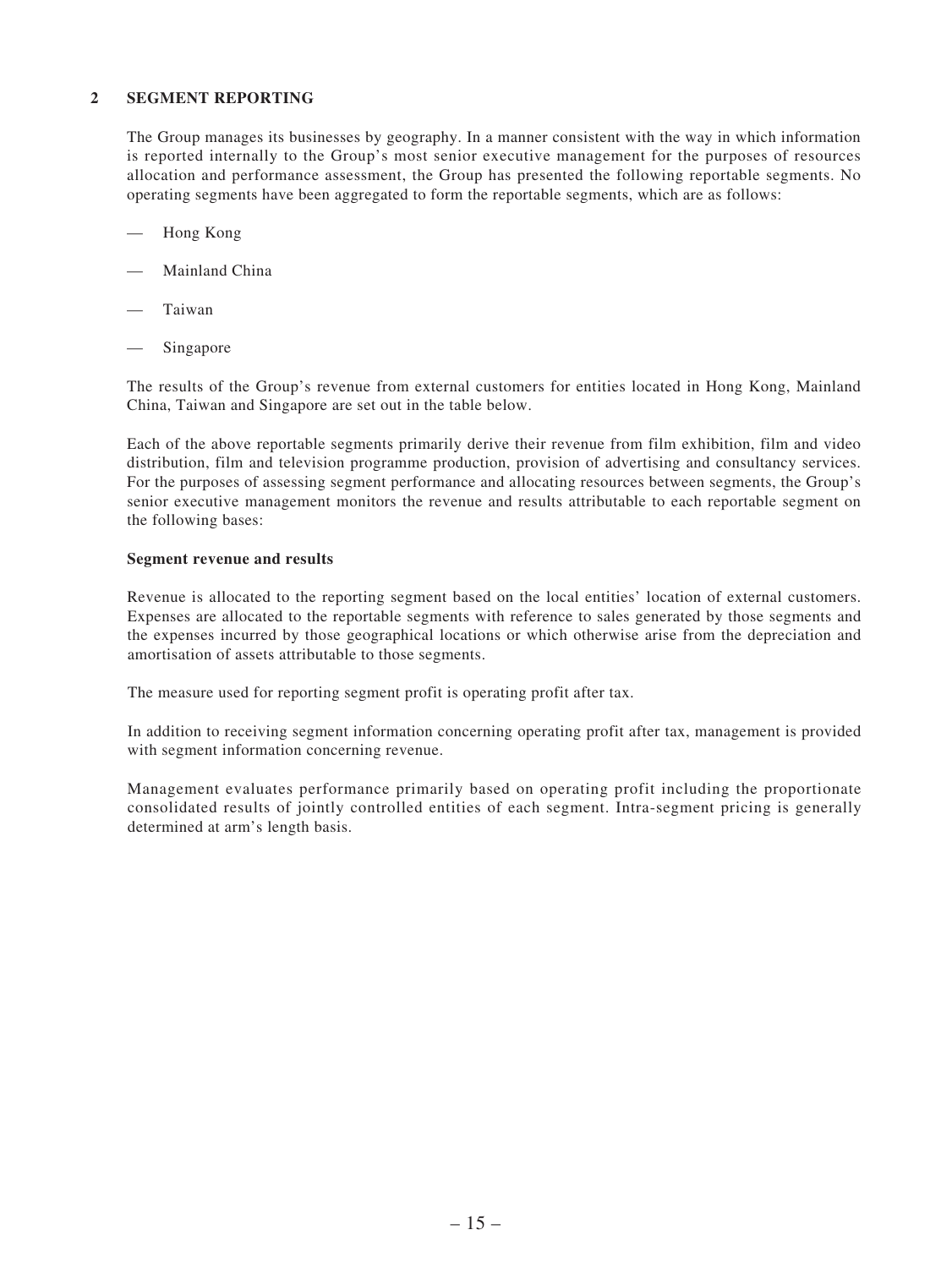## 2 SEGMENT REPORTING

The Group manages its businesses by geography. In a manner consistent with the way in which information is reported internally to the Group's most senior executive management for the purposes of resources allocation and performance assessment, the Group has presented the following reportable segments. No operating segments have been aggregated to form the reportable segments, which are as follows:

- Hong Kong
- Mainland China
- Taiwan
- Singapore

The results of the Group's revenue from external customers for entities located in Hong Kong, Mainland China, Taiwan and Singapore are set out in the table below.

Each of the above reportable segments primarily derive their revenue from film exhibition, film and video distribution, film and television programme production, provision of advertising and consultancy services. For the purposes of assessing segment performance and allocating resources between segments, the Group's senior executive management monitors the revenue and results attributable to each reportable segment on the following bases:

**Segment revenue and results**

Revenue is allocated to the reporting segment based on the local entities' location of external customers. Expenses are allocated to the reportable segments with reference to sales generated by those segments and the expenses incurred by those geographical locations or which otherwise arise from the depreciation and amortisation of assets attributable to those segments.

The measure used for reporting segment profit is operating profit after tax.

In addition to receiving segment information concerning operating profit after tax, management is provided with segment information concerning revenue.

Management evaluates performance primarily based on operating profit including the proportionate consolidated results of jointly controlled entities of each segment. Intra-segment pricing is generally determined at arm's length basis.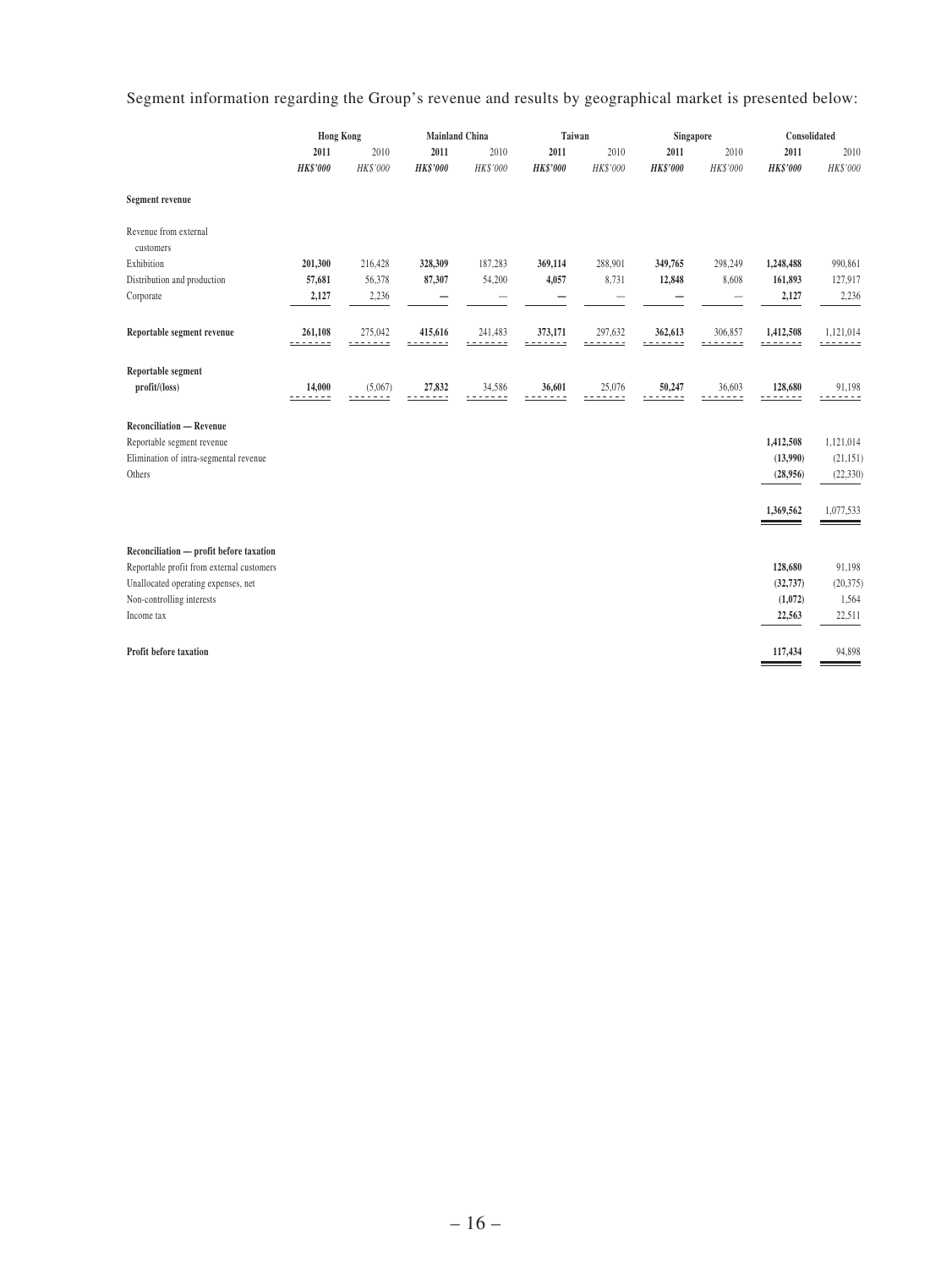Segment information regarding the Group's revenue and results by geographical market is presented below:

| | Hong Kong | | Mainland China | | Taiwan | | Singapore | | Consolidated | |
|---|---|---|---|---|---|---|---|---|---|---|
| | **2011** | 2010 | **2011** | 2010 | **2011** | 2010 | **2011** | 2010 | **2011** | 2010 |
| | ***HK$'000*** | *HK$'000* | ***HK$'000*** | *HK$'000* | ***HK$'000*** | *HK$'000* | ***HK$'000*** | *HK$'000* | ***HK$'000*** | *HK$'000* |
| **Segment revenue** | | | | | | | | | | |
| Revenue from external customers | | | | | | | | | | |
| Exhibition | **201,300** | 216,428 | **328,309** | 187,283 | **369,114** | 288,901 | **349,765** | 298,249 | **1,248,488** | 990,861 |
| Distribution and production | **57,681** | 56,378 | **87,307** | 54,200 | **4,057** | 8,731 | **12,848** | 8,608 | **161,893** | 127,917 |
| Corporate | **2,127** | 2,236 | **—** | — | **—** | — | **—** | — | **2,127** | 2,236 |
| **Reportable segment revenue** | **261,108** | 275,042 | **415,616** | 241,483 | **373,171** | 297,632 | **362,613** | 306,857 | **1,412,508** | 1,121,014 |
| **Reportable segment profit/(loss)** | **14,000** | (5,067) | **27,832** | 34,586 | **36,601** | 25,076 | **50,247** | 36,603 | **128,680** | 91,198 |
| **Reconciliation — Revenue** | | | | | | | | | | |
| Reportable segment revenue | | | | | | | | | **1,412,508** | 1,121,014 |
| Elimination of intra-segmental revenue | | | | | | | | | **(13,990)** | (21,151) |
| Others | | | | | | | | | **(28,956)** | (22,330) |
| | | | | | | | | | **1,369,562** | 1,077,533 |
| **Reconciliation — profit before taxation** | | | | | | | | | | |
| Reportable profit from external customers | | | | | | | | | **128,680** | 91,198 |
| Unallocated operating expenses, net | | | | | | | | | **(32,737)** | (20,375) |
| Non-controlling interests | | | | | | | | | **(1,072)** | 1,564 |
| Income tax | | | | | | | | | **22,563** | 22,511 |
| **Profit before taxation** | | | | | | | | | **117,434** | 94,898 |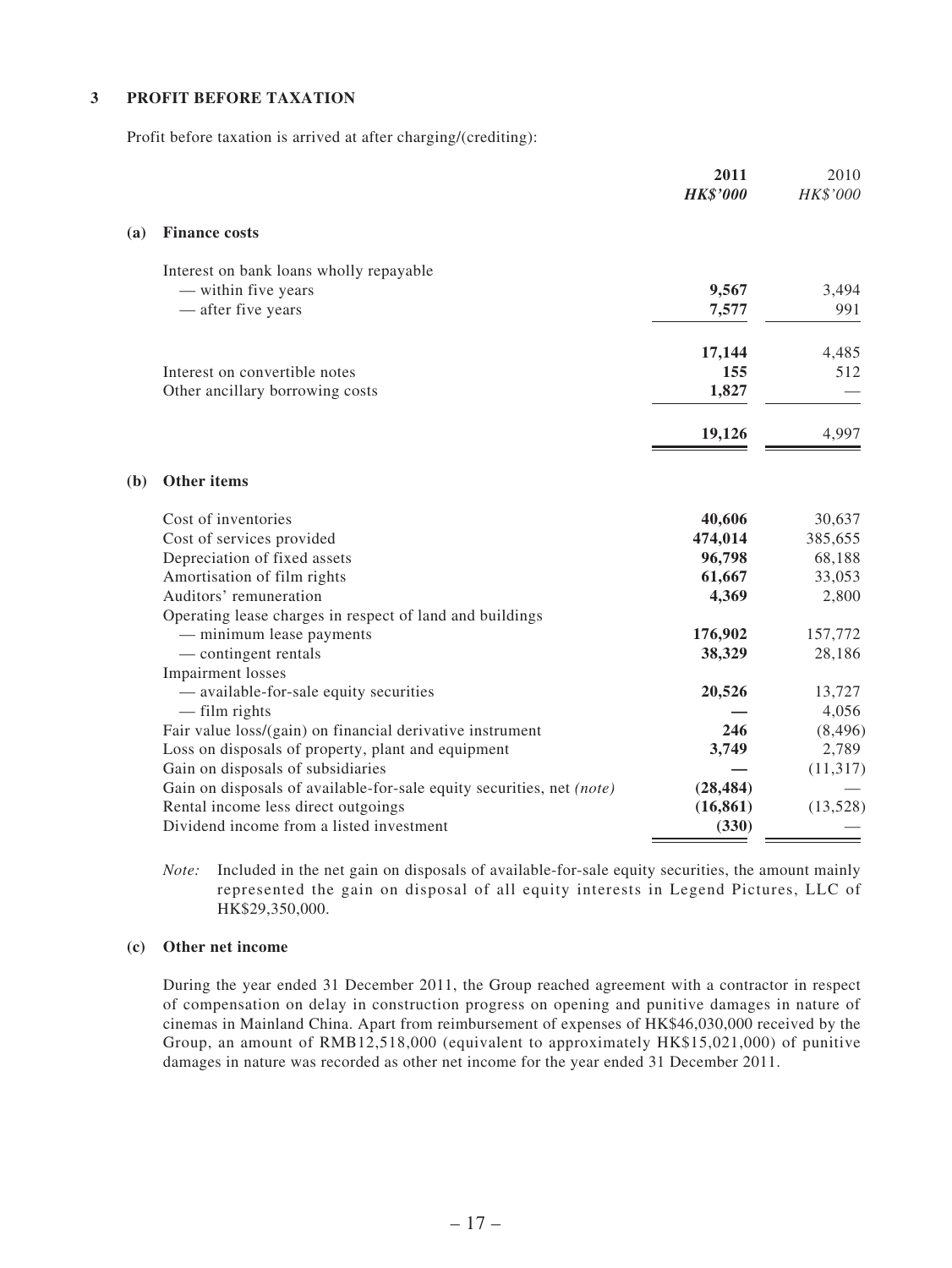## 3 PROFIT BEFORE TAXATION

Profit before taxation is arrived at after charging/(crediting):

| | **2011** | 2010 |
|---|---|---|
| | ***HK$'000*** | *HK$'000* |
| **(a) Finance costs** | | |
| Interest on bank loans wholly repayable | | |
| — within five years | **9,567** | 3,494 |
| — after five years | **7,577** | 991 |
| | **17,144** | 4,485 |
| Interest on convertible notes | **155** | 512 |
| Other ancillary borrowing costs | **1,827** | — |
| | **19,126** | 4,997 |

| | **2011** | 2010 |
|---|---|---|
| | ***HK$'000*** | *HK$'000* |
| **(b) Other items** | | |
| Cost of inventories | **40,606** | 30,637 |
| Cost of services provided | **474,014** | 385,655 |
| Depreciation of fixed assets | **96,798** | 68,188 |
| Amortisation of film rights | **61,667** | 33,053 |
| Auditors' remuneration | **4,369** | 2,800 |
| Operating lease charges in respect of land and buildings | | |
| — minimum lease payments | **176,902** | 157,772 |
| — contingent rentals | **38,329** | 28,186 |
| Impairment losses | | |
| — available-for-sale equity securities | **20,526** | 13,727 |
| — film rights | **—** | 4,056 |
| Fair value loss/(gain) on financial derivative instrument | **246** | (8,496) |
| Loss on disposals of property, plant and equipment | **3,749** | 2,789 |
| Gain on disposals of subsidiaries | **—** | (11,317) |
| Gain on disposals of available-for-sale equity securities, net *(note)* | **(28,484)** | — |
| Rental income less direct outgoings | **(16,861)** | (13,528) |
| Dividend income from a listed investment | **(330)** | — |

*Note:* Included in the net gain on disposals of available-for-sale equity securities, the amount mainly represented the gain on disposal of all equity interests in Legend Pictures, LLC of HK$29,350,000.

**(c) Other net income**

During the year ended 31 December 2011, the Group reached agreement with a contractor in respect of compensation on delay in construction progress on opening and punitive damages in nature of cinemas in Mainland China. Apart from reimbursement of expenses of HK$46,030,000 received by the Group, an amount of RMB12,518,000 (equivalent to approximately HK$15,021,000) of punitive damages in nature was recorded as other net income for the year ended 31 December 2011.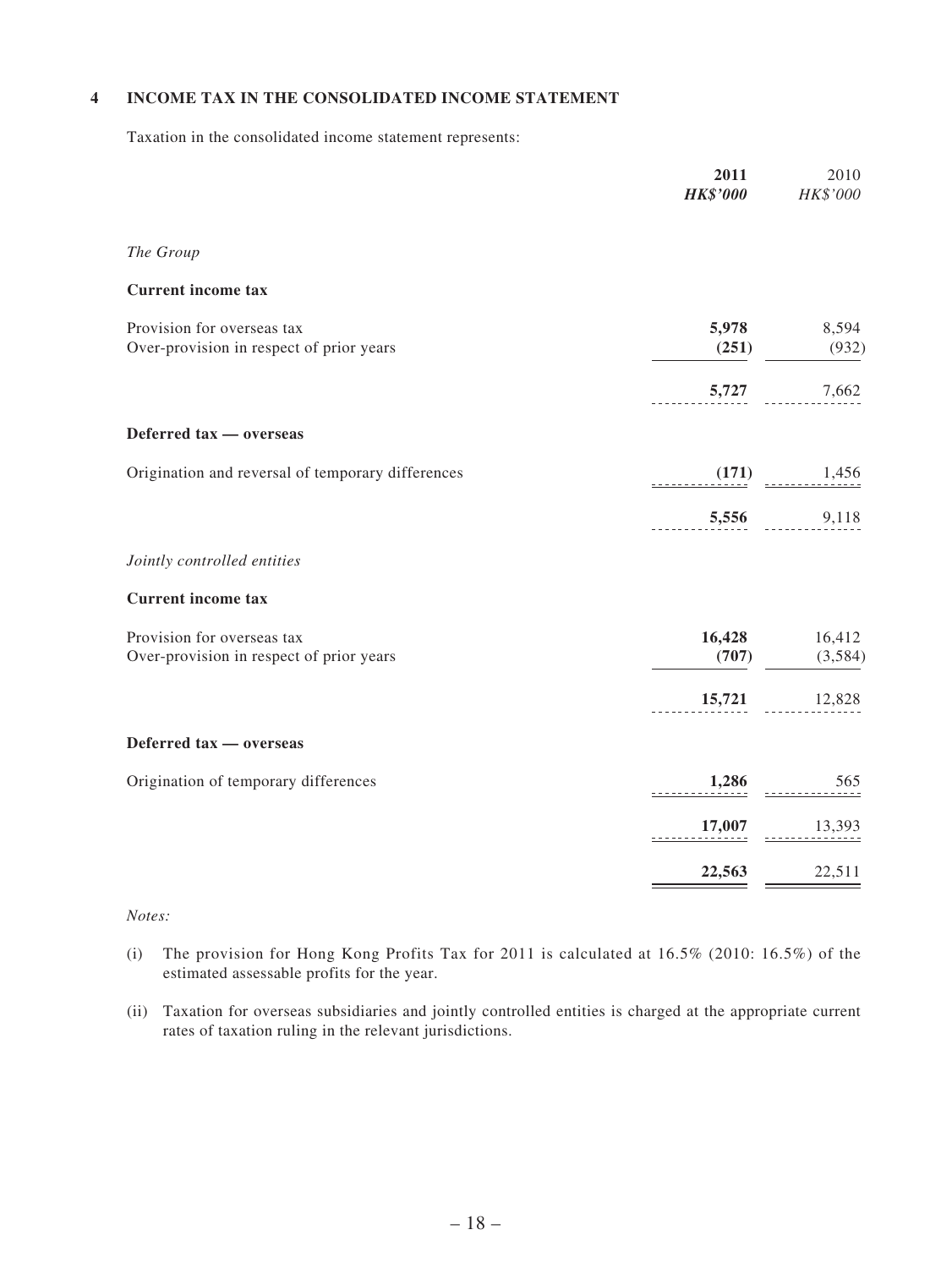### 4 INCOME TAX IN THE CONSOLIDATED INCOME STATEMENT

Taxation in the consolidated income statement represents:

| | **2011** | 2010 |
|---|---|---|
| | ***HK$'000*** | *HK$'000* |
| *The Group* | | |
| **Current income tax** | | |
| Provision for overseas tax | **5,978** | 8,594 |
| Over-provision in respect of prior years | **(251)** | (932) |
| | **5,727** | 7,662 |
| **Deferred tax — overseas** | | |
| Origination and reversal of temporary differences | **(171)** | 1,456 |
| | **5,556** | 9,118 |
| *Jointly controlled entities* | | |
| **Current income tax** | | |
| Provision for overseas tax | **16,428** | 16,412 |
| Over-provision in respect of prior years | **(707)** | (3,584) |
| | **15,721** | 12,828 |
| **Deferred tax — overseas** | | |
| Origination of temporary differences | **1,286** | 565 |
| | **17,007** | 13,393 |
| | **22,563** | 22,511 |

*Notes:*

(i) The provision for Hong Kong Profits Tax for 2011 is calculated at 16.5% (2010: 16.5%) of the estimated assessable profits for the year.

(ii) Taxation for overseas subsidiaries and jointly controlled entities is charged at the appropriate current rates of taxation ruling in the relevant jurisdictions.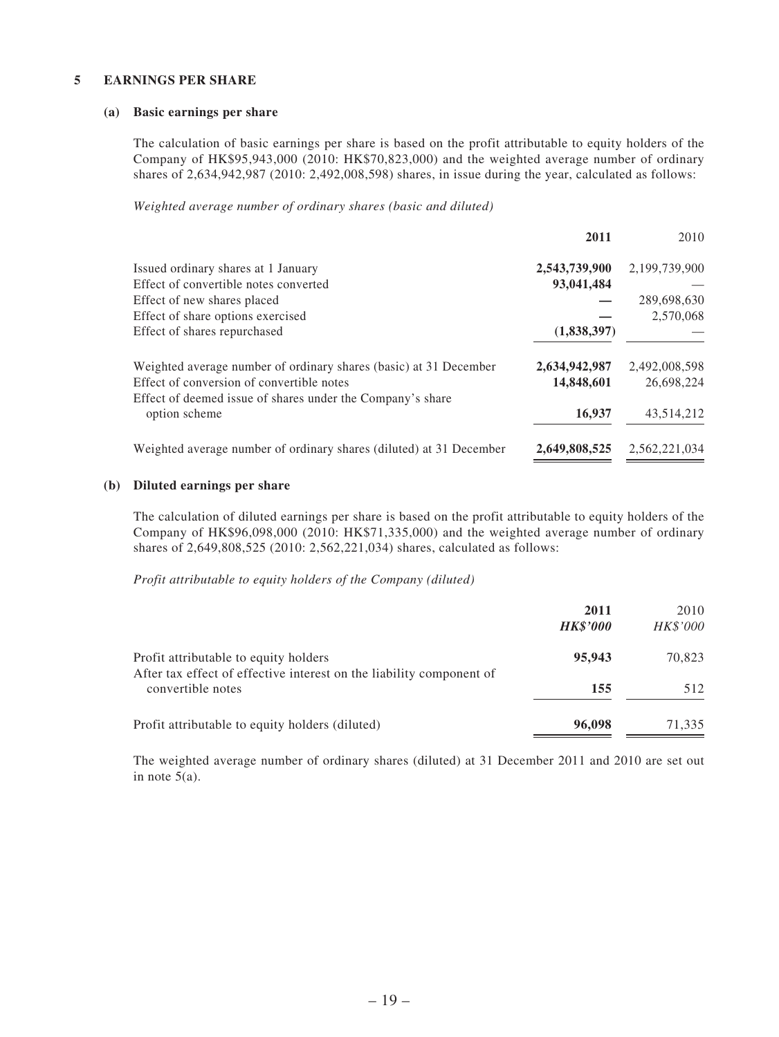## 5 EARNINGS PER SHARE

### (a) Basic earnings per share

The calculation of basic earnings per share is based on the profit attributable to equity holders of the Company of HK$95,943,000 (2010: HK$70,823,000) and the weighted average number of ordinary shares of 2,634,942,987 (2010: 2,492,008,598) shares, in issue during the year, calculated as follows:

*Weighted average number of ordinary shares (basic and diluted)*

| | **2011** | 2010 |
|---|---|---|
| Issued ordinary shares at 1 January | **2,543,739,900** | 2,199,739,900 |
| Effect of convertible notes converted | **93,041,484** | — |
| Effect of new shares placed | **—** | 289,698,630 |
| Effect of share options exercised | **—** | 2,570,068 |
| Effect of shares repurchased | **(1,838,397)** | — |
| Weighted average number of ordinary shares (basic) at 31 December | **2,634,942,987** | 2,492,008,598 |
| Effect of conversion of convertible notes | **14,848,601** | 26,698,224 |
| Effect of deemed issue of shares under the Company's share option scheme | **16,937** | 43,514,212 |
| Weighted average number of ordinary shares (diluted) at 31 December | **2,649,808,525** | 2,562,221,034 |

### (b) Diluted earnings per share

The calculation of diluted earnings per share is based on the profit attributable to equity holders of the Company of HK$96,098,000 (2010: HK$71,335,000) and the weighted average number of ordinary shares of 2,649,808,525 (2010: 2,562,221,034) shares, calculated as follows:

*Profit attributable to equity holders of the Company (diluted)*

| | **2011** | 2010 |
|---|---|---|
| | ***HK$'000*** | *HK$'000* |
| Profit attributable to equity holders | **95,943** | 70,823 |
| After tax effect of effective interest on the liability component of convertible notes | **155** | 512 |
| Profit attributable to equity holders (diluted) | **96,098** | 71,335 |

The weighted average number of ordinary shares (diluted) at 31 December 2011 and 2010 are set out in note 5(a).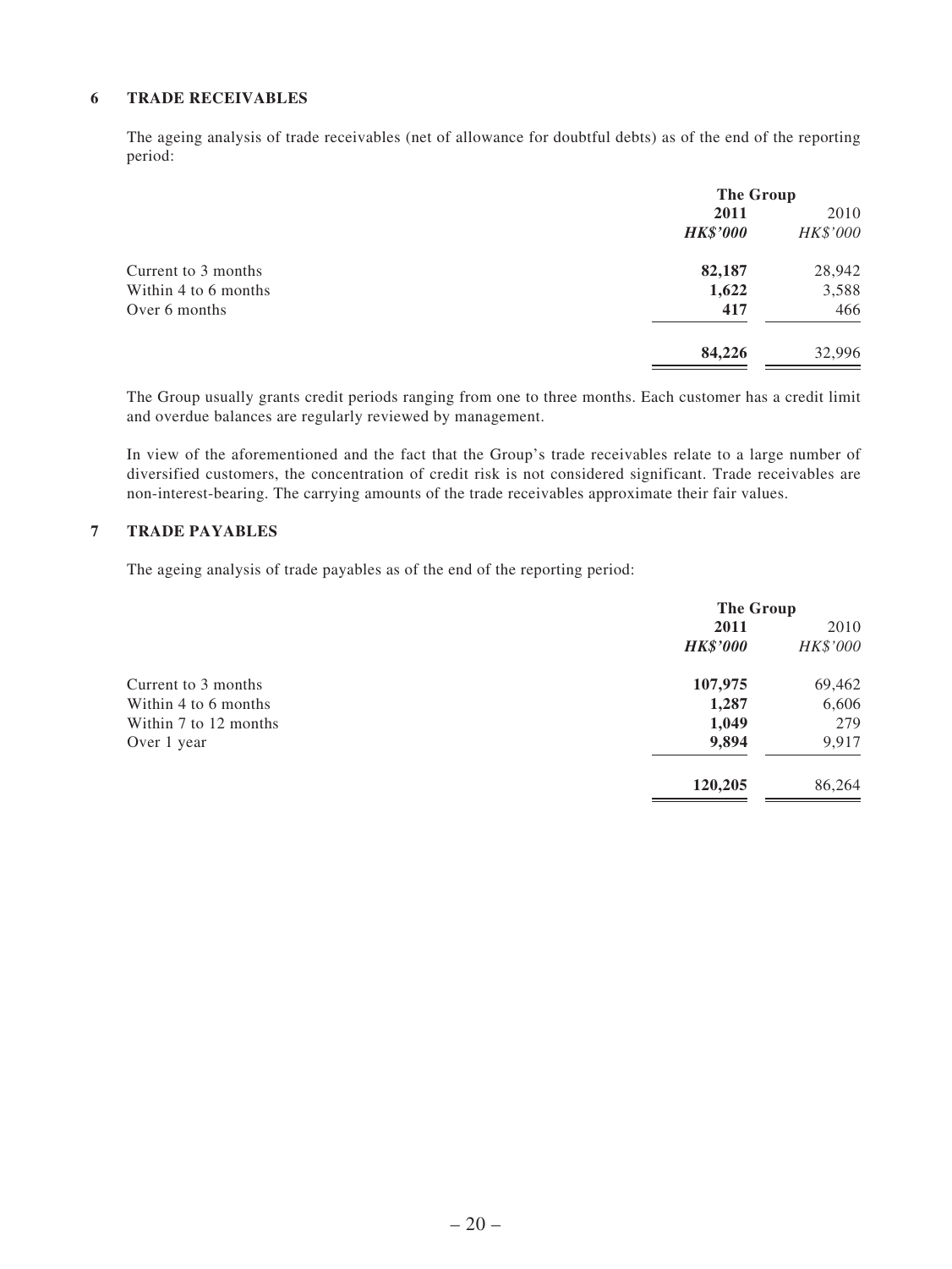### 6 TRADE RECEIVABLES

The ageing analysis of trade receivables (net of allowance for doubtful debts) as of the end of the reporting period:

| | The Group | |
|---|---|---|
| | **2011** | 2010 |
| | ***HK$'000*** | *HK$'000* |
| Current to 3 months | **82,187** | 28,942 |
| Within 4 to 6 months | **1,622** | 3,588 |
| Over 6 months | **417** | 466 |
| | **84,226** | 32,996 |

The Group usually grants credit periods ranging from one to three months. Each customer has a credit limit and overdue balances are regularly reviewed by management.

In view of the aforementioned and the fact that the Group's trade receivables relate to a large number of diversified customers, the concentration of credit risk is not considered significant. Trade receivables are non-interest-bearing. The carrying amounts of the trade receivables approximate their fair values.

### 7 TRADE PAYABLES

The ageing analysis of trade payables as of the end of the reporting period:

| | The Group | |
|---|---|---|
| | **2011** | 2010 |
| | ***HK$'000*** | *HK$'000* |
| Current to 3 months | **107,975** | 69,462 |
| Within 4 to 6 months | **1,287** | 6,606 |
| Within 7 to 12 months | **1,049** | 279 |
| Over 1 year | **9,894** | 9,917 |
| | **120,205** | 86,264 |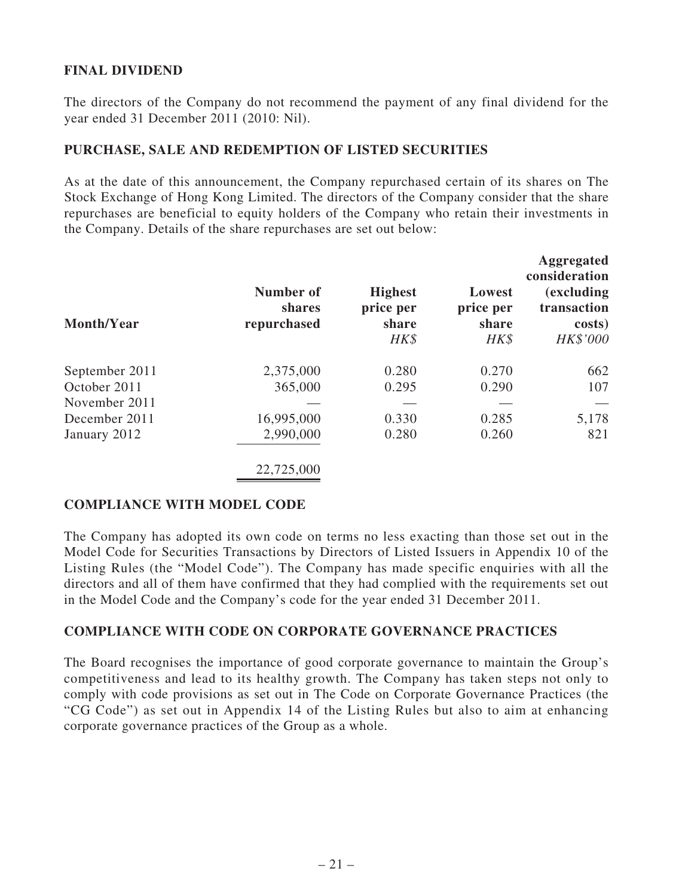## FINAL DIVIDEND

The directors of the Company do not recommend the payment of any final dividend for the year ended 31 December 2011 (2010: Nil).

## PURCHASE, SALE AND REDEMPTION OF LISTED SECURITIES

As at the date of this announcement, the Company repurchased certain of its shares on The Stock Exchange of Hong Kong Limited. The directors of the Company consider that the share repurchases are beneficial to equity holders of the Company who retain their investments in the Company. Details of the share repurchases are set out below:

| Month/Year | Number of shares repurchased | Highest price per share | Lowest price per share | Aggregated consideration (excluding transaction costs) |
|---|---|---|---|---|
| | | *HK$* | *HK$* | *HK$'000* |
| September 2011 | 2,375,000 | 0.280 | 0.270 | 662 |
| October 2011 | 365,000 | 0.295 | 0.290 | 107 |
| November 2011 | — | — | — | — |
| December 2011 | 16,995,000 | 0.330 | 0.285 | 5,178 |
| January 2012 | 2,990,000 | 0.280 | 0.260 | 821 |
| | 22,725,000 | | | |

## COMPLIANCE WITH MODEL CODE

The Company has adopted its own code on terms no less exacting than those set out in the Model Code for Securities Transactions by Directors of Listed Issuers in Appendix 10 of the Listing Rules (the "Model Code"). The Company has made specific enquiries with all the directors and all of them have confirmed that they had complied with the requirements set out in the Model Code and the Company's code for the year ended 31 December 2011.

## COMPLIANCE WITH CODE ON CORPORATE GOVERNANCE PRACTICES

The Board recognises the importance of good corporate governance to maintain the Group's competitiveness and lead to its healthy growth. The Company has taken steps not only to comply with code provisions as set out in The Code on Corporate Governance Practices (the "CG Code") as set out in Appendix 14 of the Listing Rules but also to aim at enhancing corporate governance practices of the Group as a whole.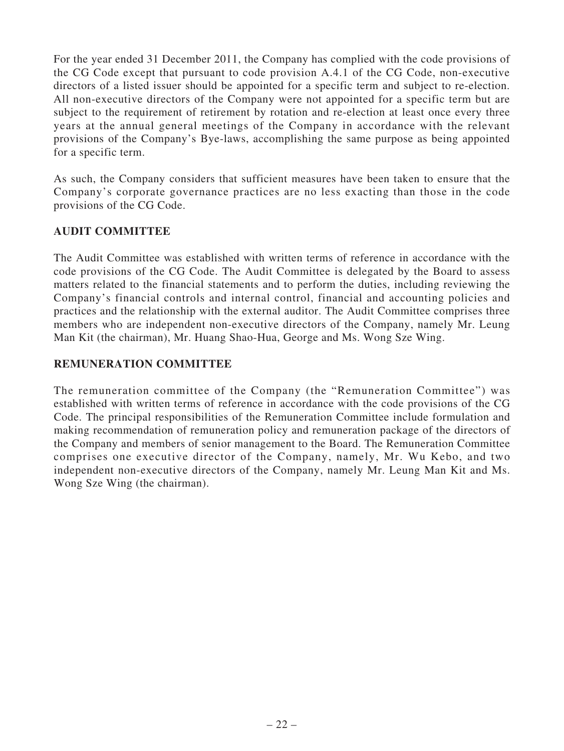For the year ended 31 December 2011, the Company has complied with the code provisions of the CG Code except that pursuant to code provision A.4.1 of the CG Code, non-executive directors of a listed issuer should be appointed for a specific term and subject to re-election. All non-executive directors of the Company were not appointed for a specific term but are subject to the requirement of retirement by rotation and re-election at least once every three years at the annual general meetings of the Company in accordance with the relevant provisions of the Company's Bye-laws, accomplishing the same purpose as being appointed for a specific term.

As such, the Company considers that sufficient measures have been taken to ensure that the Company's corporate governance practices are no less exacting than those in the code provisions of the CG Code.

## AUDIT COMMITTEE

The Audit Committee was established with written terms of reference in accordance with the code provisions of the CG Code. The Audit Committee is delegated by the Board to assess matters related to the financial statements and to perform the duties, including reviewing the Company's financial controls and internal control, financial and accounting policies and practices and the relationship with the external auditor. The Audit Committee comprises three members who are independent non-executive directors of the Company, namely Mr. Leung Man Kit (the chairman), Mr. Huang Shao-Hua, George and Ms. Wong Sze Wing.

## REMUNERATION COMMITTEE

The remuneration committee of the Company (the "Remuneration Committee") was established with written terms of reference in accordance with the code provisions of the CG Code. The principal responsibilities of the Remuneration Committee include formulation and making recommendation of remuneration policy and remuneration package of the directors of the Company and members of senior management to the Board. The Remuneration Committee comprises one executive director of the Company, namely, Mr. Wu Kebo, and two independent non-executive directors of the Company, namely Mr. Leung Man Kit and Ms. Wong Sze Wing (the chairman).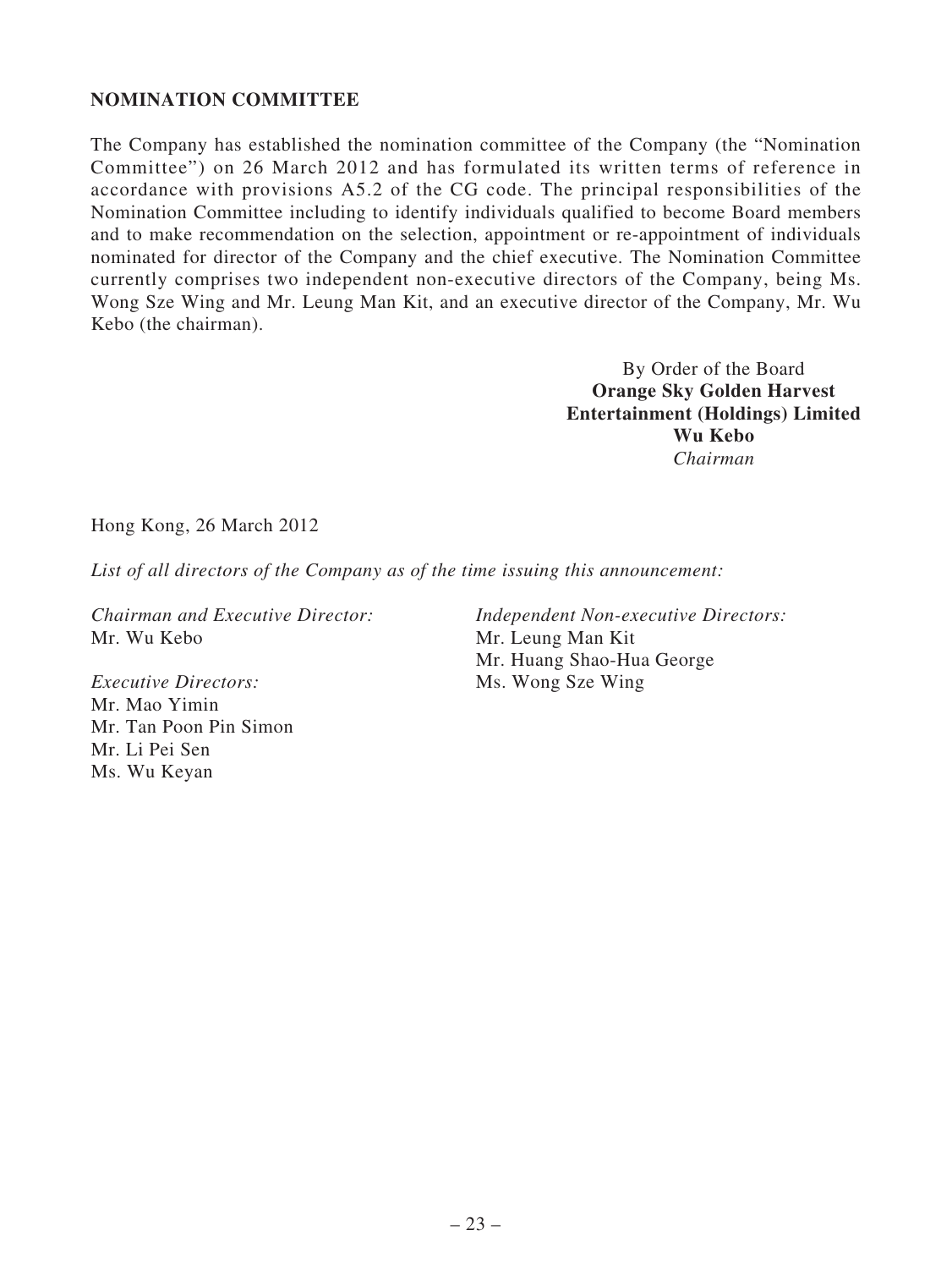## NOMINATION COMMITTEE

The Company has established the nomination committee of the Company (the "Nomination Committee") on 26 March 2012 and has formulated its written terms of reference in accordance with provisions A5.2 of the CG code. The principal responsibilities of the Nomination Committee including to identify individuals qualified to become Board members and to make recommendation on the selection, appointment or re-appointment of individuals nominated for director of the Company and the chief executive. The Nomination Committee currently comprises two independent non-executive directors of the Company, being Ms. Wong Sze Wing and Mr. Leung Man Kit, and an executive director of the Company, Mr. Wu Kebo (the chairman).

By Order of the Board
**Orange Sky Golden Harvest Entertainment (Holdings) Limited**
**Wu Kebo**
*Chairman*

Hong Kong, 26 March 2012

*List of all directors of the Company as of the time issuing this announcement:*

*Chairman and Executive Director:*
Mr. Wu Kebo

*Executive Directors:*
Mr. Mao Yimin
Mr. Tan Poon Pin Simon
Mr. Li Pei Sen
Ms. Wu Keyan

*Independent Non-executive Directors:*
Mr. Leung Man Kit
Mr. Huang Shao-Hua George
Ms. Wong Sze Wing